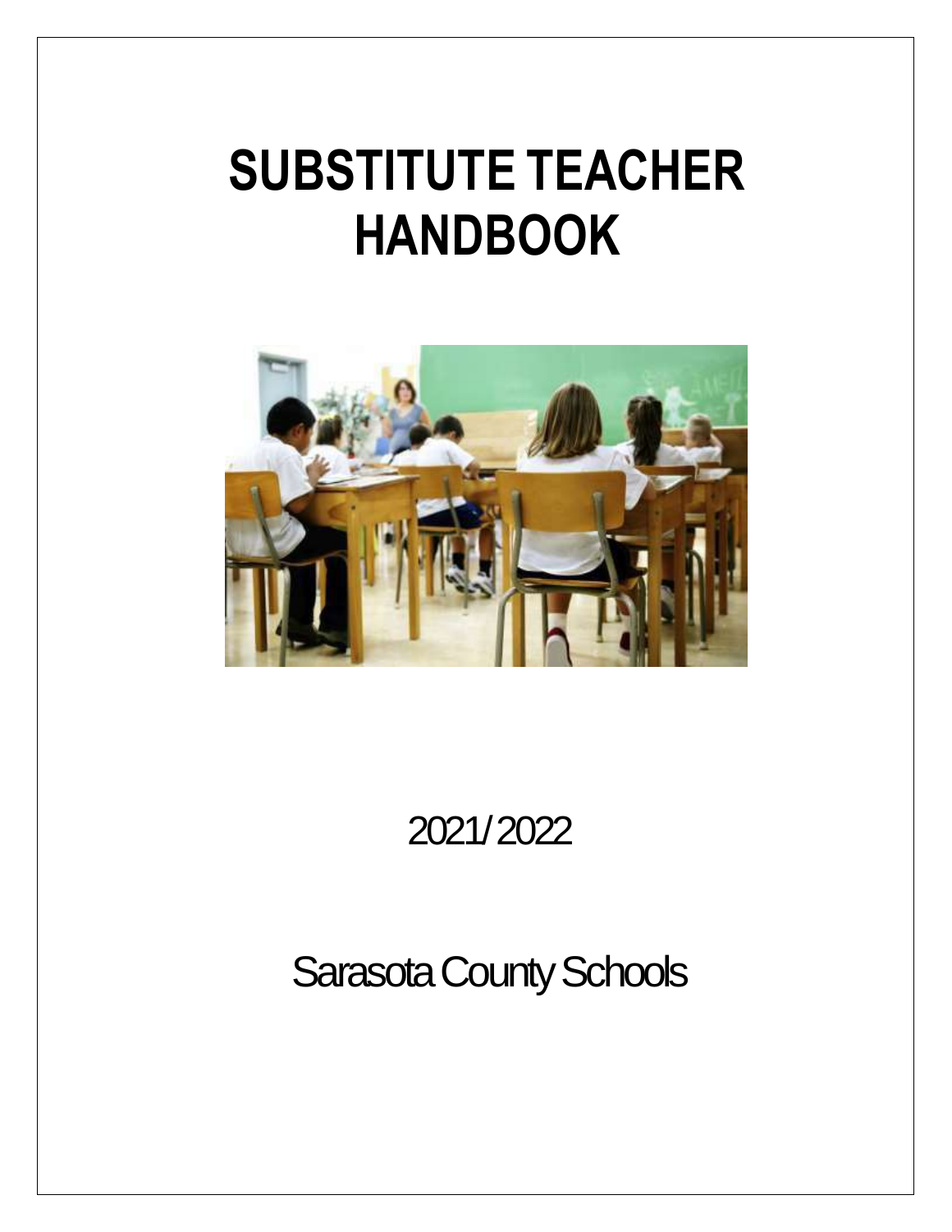# SUBSTITUTE TEACHER HANDBOOK

2021/2022

Sarasota County Schools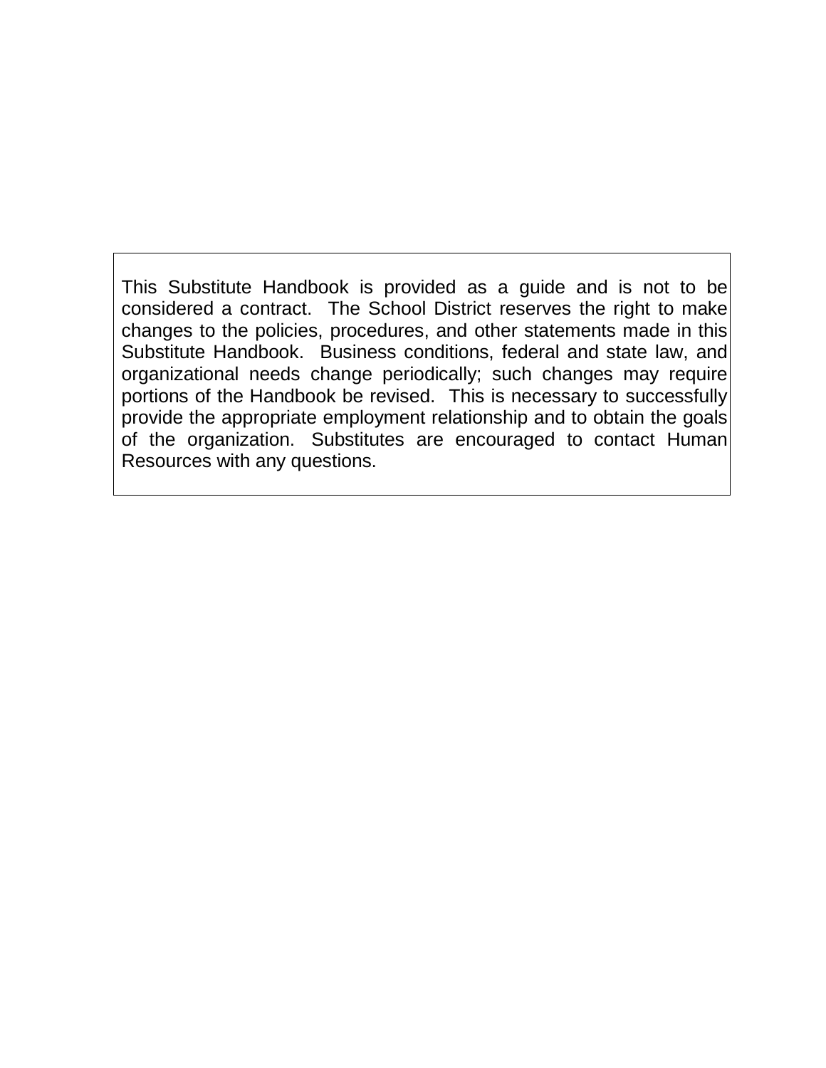This Substitute Handbook is provided as a guide and is not to be considered a contract. The School District reserves the right to make changes to the policies, procedures, and other statements made in this Substitute Handbook. Business conditions, federal and state law, and organizational needs change periodically; such changes may require portions of the Handbook be revised. This is necessary to successfully provide the appropriate employment relationship and to obtain the goals of the organization. Substitutes are encouraged to contact Human Resources with any questions.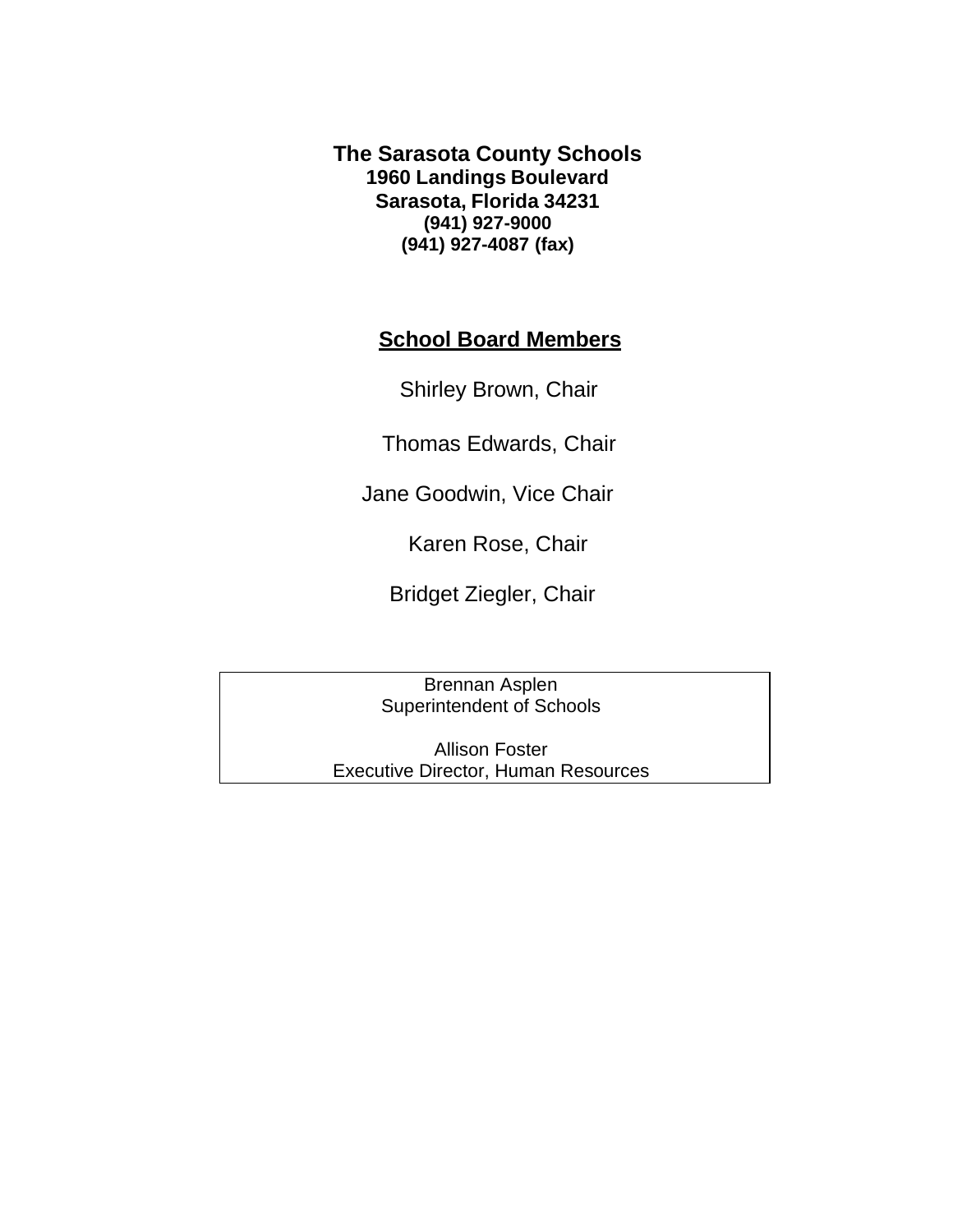**The Sarasota County Schools**
**1960 Landings Boulevard**
**Sarasota, Florida 34231**
**(941) 927-9000**
**(941) 927-4087 (fax)**

## School Board Members

Shirley Brown, Chair

Thomas Edwards, Chair

Jane Goodwin, Vice Chair

Karen Rose, Chair

Bridget Ziegler, Chair

Brennan Asplen
Superintendent of Schools

Allison Foster
Executive Director, Human Resources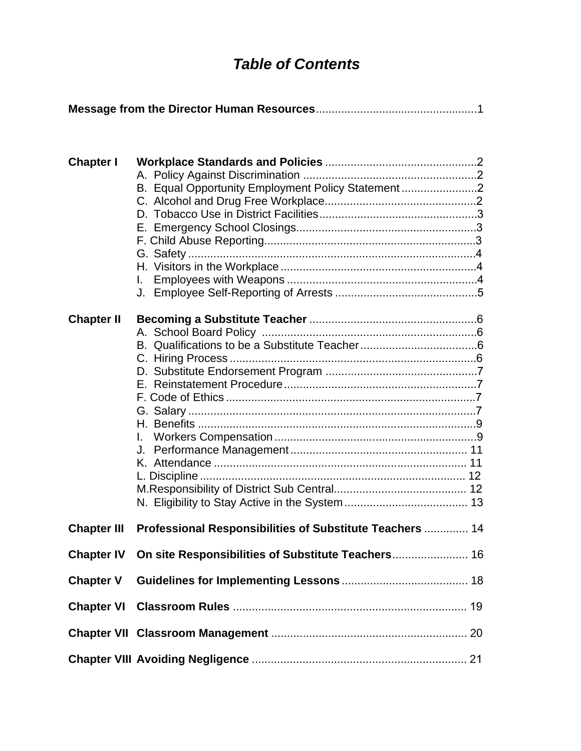# *Table of Contents*

**Message from the Director Human Resources**..................................................1

**Chapter I** **Workplace Standards and Policies** ...............................................2

- A. Policy Against Discrimination ......................................................2
- B. Equal Opportunity Employment Policy Statement ........................2
- C. Alcohol and Drug Free Workplace................................................2
- D. Tobacco Use in District Facilities..................................................3
- E. Emergency School Closings.........................................................3
- F. Child Abuse Reporting..................................................................3
- G. Safety ..........................................................................................4
- H. Visitors in the Workplace .............................................................4
- I. Employees with Weapons ............................................................4
- J. Employee Self-Reporting of Arrests .............................................5

**Chapter II** **Becoming a Substitute Teacher** .....................................................6

- A. School Board Policy ....................................................................6
- B. Qualifications to be a Substitute Teacher.....................................6
- C. Hiring Process .............................................................................6
- D. Substitute Endorsement Program ................................................7
- E. Reinstatement Procedure.............................................................7
- F. Code of Ethics ..............................................................................7
- G. Salary ..........................................................................................7
- H. Benefits ........................................................................................9
- I. Workers Compensation ................................................................9
- J. Performance Management ........................................................ 11
- K. Attendance ................................................................................ 11
- L. Discipline .................................................................................... 12
- M.Responsibility of District Sub Central.......................................... 12
- N. Eligibility to Stay Active in the System ....................................... 13

**Chapter III** **Professional Responsibilities of Substitute Teachers** .............. 14

**Chapter IV** **On site Responsibilities of Substitute Teachers**........................ 16

**Chapter V** **Guidelines for Implementing Lessons**........................................ 18

**Chapter VI** **Classroom Rules** .......................................................................... 19

**Chapter VII** **Classroom Management** .............................................................. 20

**Chapter VIII** **Avoiding Negligence** .................................................................... 21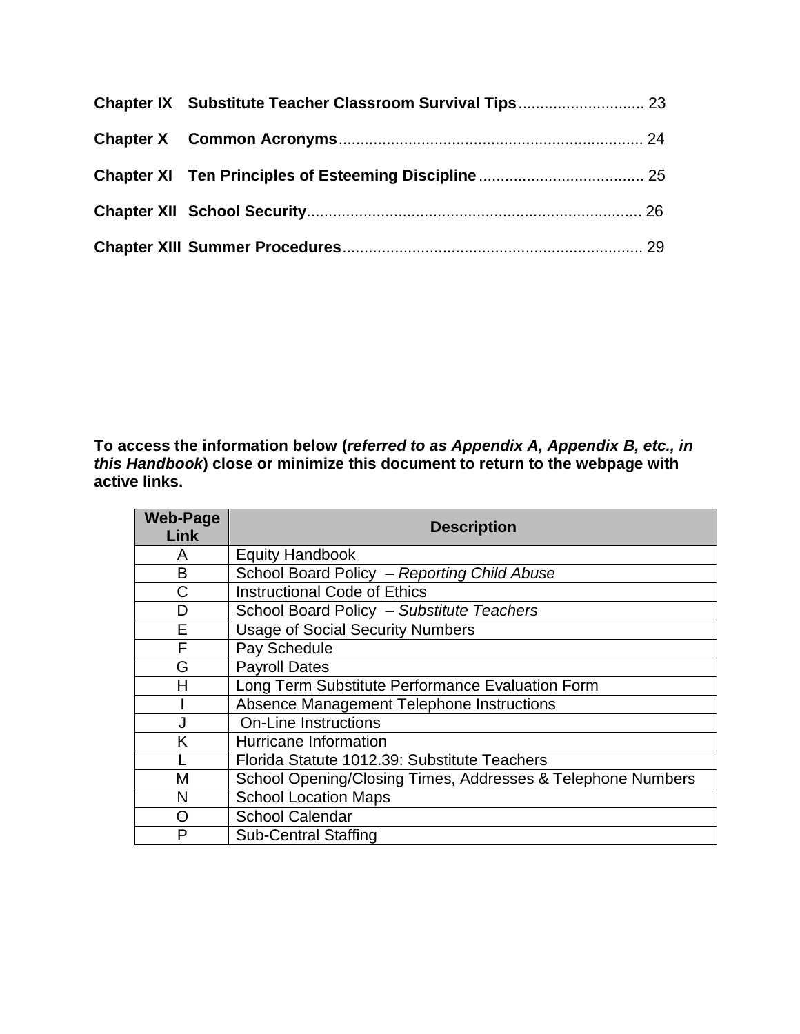**Chapter IX Substitute Teacher Classroom Survival Tips** ............................ 23

**Chapter X Common Acronyms** ..................................................................... 24

**Chapter XI Ten Principles of Esteeming Discipline** ...................................... 25

**Chapter XII School Security** ........................................................................... 26

**Chapter XIII Summer Procedures** .................................................................... 29

**To access the information below (*referred to as Appendix A, Appendix B, etc., in this Handbook*) close or minimize this document to return to the webpage with active links.**

| Web-Page Link | Description |
|---|---|
| A | Equity Handbook |
| B | School Board Policy – *Reporting Child Abuse* |
| C | Instructional Code of Ethics |
| D | School Board Policy – *Substitute Teachers* |
| E | Usage of Social Security Numbers |
| F | Pay Schedule |
| G | Payroll Dates |
| H | Long Term Substitute Performance Evaluation Form |
| I | Absence Management Telephone Instructions |
| J | On-Line Instructions |
| K | Hurricane Information |
| L | Florida Statute 1012.39: Substitute Teachers |
| M | School Opening/Closing Times, Addresses & Telephone Numbers |
| N | School Location Maps |
| O | School Calendar |
| P | Sub-Central Staffing |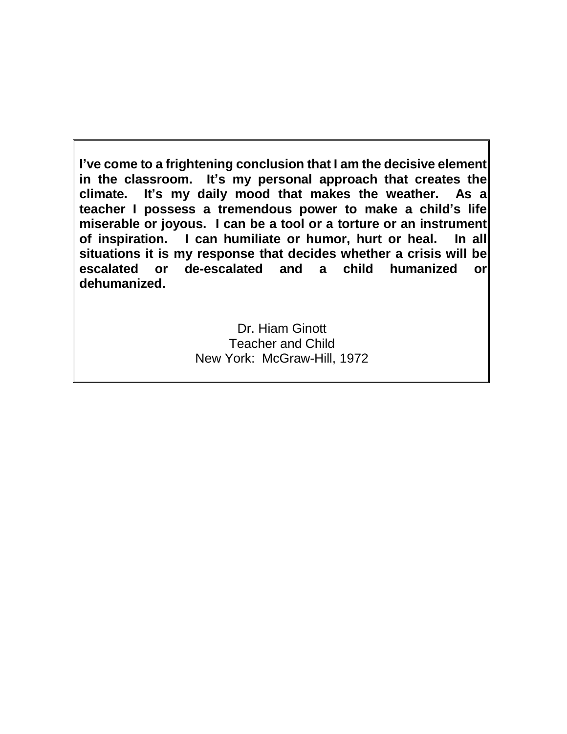**I've come to a frightening conclusion that I am the decisive element in the classroom. It's my personal approach that creates the climate. It's my daily mood that makes the weather. As a teacher I possess a tremendous power to make a child's life miserable or joyous. I can be a tool or a torture or an instrument of inspiration. I can humiliate or humor, hurt or heal. In all situations it is my response that decides whether a crisis will be escalated or de-escalated and a child humanized or dehumanized.**

Dr. Hiam Ginott
Teacher and Child
New York: McGraw-Hill, 1972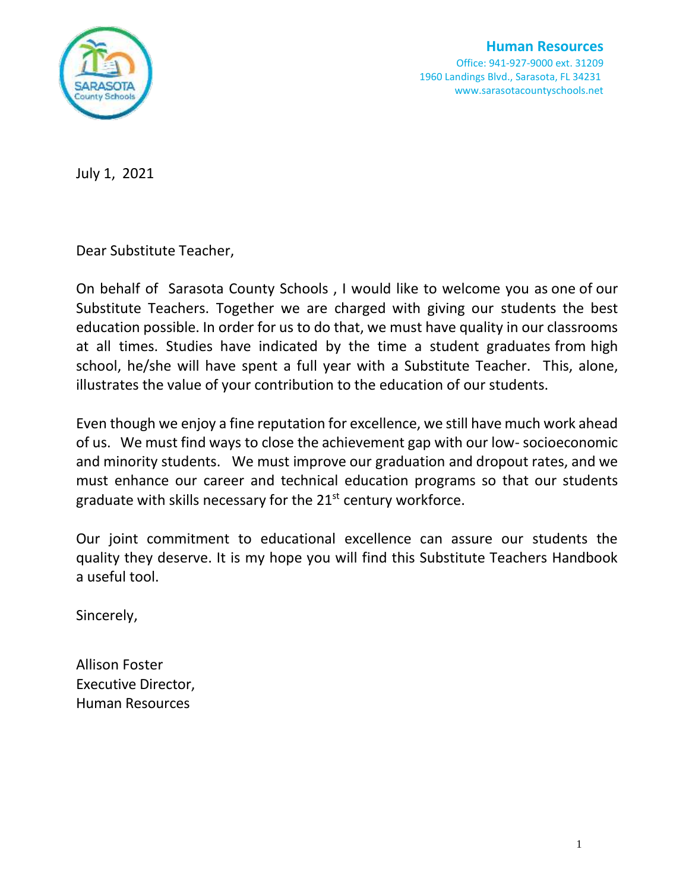**Human Resources**
Office: 941-927-9000 ext. 31209
1960 Landings Blvd., Sarasota, FL 34231
www.sarasotacountyschools.net

July 1, 2021

Dear Substitute Teacher,

On behalf of Sarasota County Schools , I would like to welcome you as one of our Substitute Teachers. Together we are charged with giving our students the best education possible. In order for us to do that, we must have quality in our classrooms at all times. Studies have indicated by the time a student graduates from high school, he/she will have spent a full year with a Substitute Teacher. This, alone, illustrates the value of your contribution to the education of our students.

Even though we enjoy a fine reputation for excellence, we still have much work ahead of us. We must find ways to close the achievement gap with our low- socioeconomic and minority students. We must improve our graduation and dropout rates, and we must enhance our career and technical education programs so that our students graduate with skills necessary for the 21st century workforce.

Our joint commitment to educational excellence can assure our students the quality they deserve. It is my hope you will find this Substitute Teachers Handbook a useful tool.

Sincerely,

Allison Foster
Executive Director,
Human Resources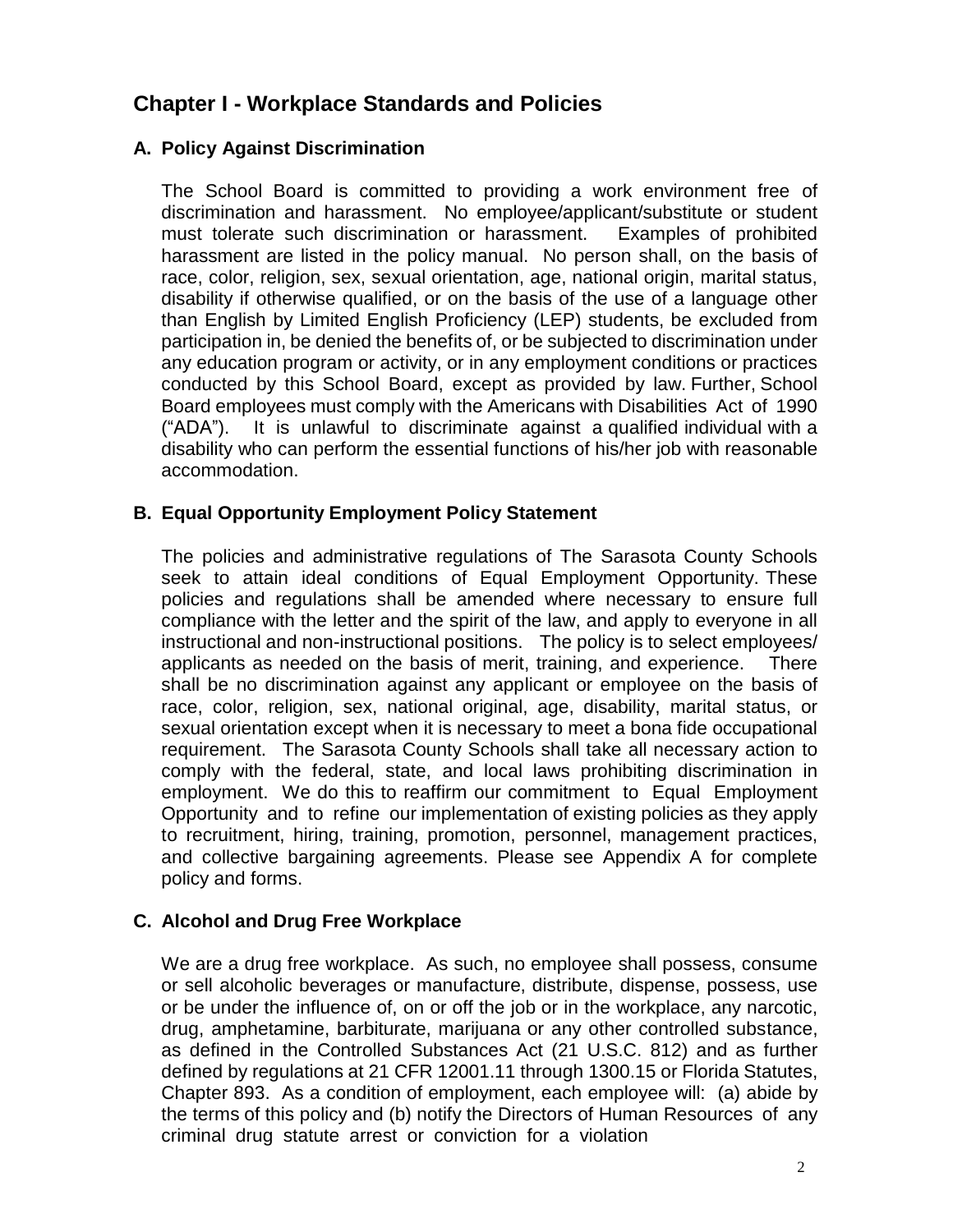## Chapter I - Workplace Standards and Policies

### A. Policy Against Discrimination

The School Board is committed to providing a work environment free of discrimination and harassment. No employee/applicant/substitute or student must tolerate such discrimination or harassment. Examples of prohibited harassment are listed in the policy manual. No person shall, on the basis of race, color, religion, sex, sexual orientation, age, national origin, marital status, disability if otherwise qualified, or on the basis of the use of a language other than English by Limited English Proficiency (LEP) students, be excluded from participation in, be denied the benefits of, or be subjected to discrimination under any education program or activity, or in any employment conditions or practices conducted by this School Board, except as provided by law. Further, School Board employees must comply with the Americans with Disabilities Act of 1990 ("ADA"). It is unlawful to discriminate against a qualified individual with a disability who can perform the essential functions of his/her job with reasonable accommodation.

### B. Equal Opportunity Employment Policy Statement

The policies and administrative regulations of The Sarasota County Schools seek to attain ideal conditions of Equal Employment Opportunity. These policies and regulations shall be amended where necessary to ensure full compliance with the letter and the spirit of the law, and apply to everyone in all instructional and non-instructional positions. The policy is to select employees/ applicants as needed on the basis of merit, training, and experience. There shall be no discrimination against any applicant or employee on the basis of race, color, religion, sex, national original, age, disability, marital status, or sexual orientation except when it is necessary to meet a bona fide occupational requirement. The Sarasota County Schools shall take all necessary action to comply with the federal, state, and local laws prohibiting discrimination in employment. We do this to reaffirm our commitment to Equal Employment Opportunity and to refine our implementation of existing policies as they apply to recruitment, hiring, training, promotion, personnel, management practices, and collective bargaining agreements. Please see Appendix A for complete policy and forms.

### C. Alcohol and Drug Free Workplace

We are a drug free workplace. As such, no employee shall possess, consume or sell alcoholic beverages or manufacture, distribute, dispense, possess, use or be under the influence of, on or off the job or in the workplace, any narcotic, drug, amphetamine, barbiturate, marijuana or any other controlled substance, as defined in the Controlled Substances Act (21 U.S.C. 812) and as further defined by regulations at 21 CFR 12001.11 through 1300.15 or Florida Statutes, Chapter 893. As a condition of employment, each employee will: (a) abide by the terms of this policy and (b) notify the Directors of Human Resources of any criminal drug statute arrest or conviction for a violation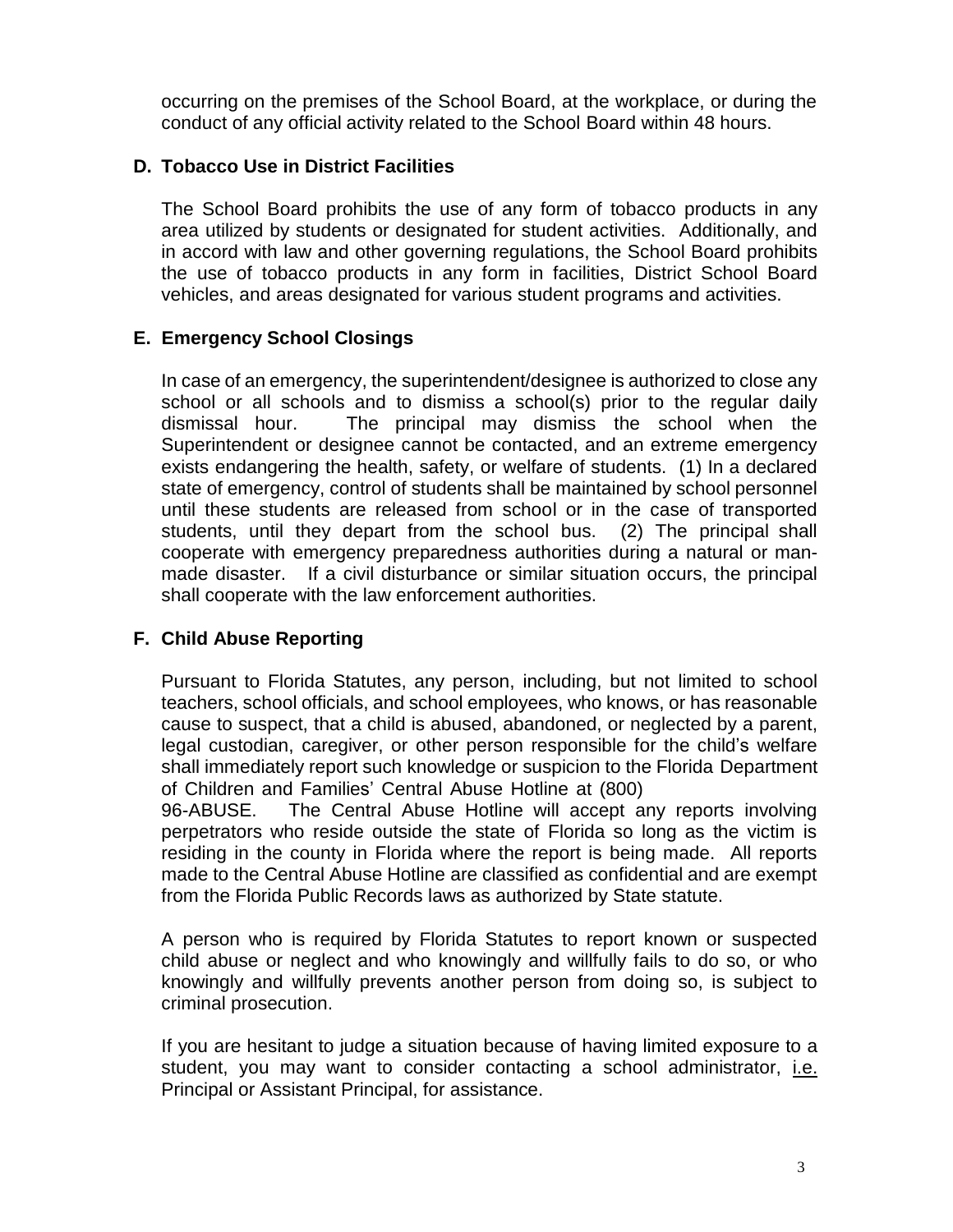occurring on the premises of the School Board, at the workplace, or during the conduct of any official activity related to the School Board within 48 hours.

### D. Tobacco Use in District Facilities

The School Board prohibits the use of any form of tobacco products in any area utilized by students or designated for student activities. Additionally, and in accord with law and other governing regulations, the School Board prohibits the use of tobacco products in any form in facilities, District School Board vehicles, and areas designated for various student programs and activities.

### E. Emergency School Closings

In case of an emergency, the superintendent/designee is authorized to close any school or all schools and to dismiss a school(s) prior to the regular daily dismissal hour. The principal may dismiss the school when the Superintendent or designee cannot be contacted, and an extreme emergency exists endangering the health, safety, or welfare of students. (1) In a declared state of emergency, control of students shall be maintained by school personnel until these students are released from school or in the case of transported students, until they depart from the school bus. (2) The principal shall cooperate with emergency preparedness authorities during a natural or man-made disaster. If a civil disturbance or similar situation occurs, the principal shall cooperate with the law enforcement authorities.

### F. Child Abuse Reporting

Pursuant to Florida Statutes, any person, including, but not limited to school teachers, school officials, and school employees, who knows, or has reasonable cause to suspect, that a child is abused, abandoned, or neglected by a parent, legal custodian, caregiver, or other person responsible for the child's welfare shall immediately report such knowledge or suspicion to the Florida Department of Children and Families' Central Abuse Hotline at (800) 96-ABUSE. The Central Abuse Hotline will accept any reports involving perpetrators who reside outside the state of Florida so long as the victim is residing in the county in Florida where the report is being made. All reports made to the Central Abuse Hotline are classified as confidential and are exempt from the Florida Public Records laws as authorized by State statute.

A person who is required by Florida Statutes to report known or suspected child abuse or neglect and who knowingly and willfully fails to do so, or who knowingly and willfully prevents another person from doing so, is subject to criminal prosecution.

If you are hesitant to judge a situation because of having limited exposure to a student, you may want to consider contacting a school administrator, i.e. Principal or Assistant Principal, for assistance.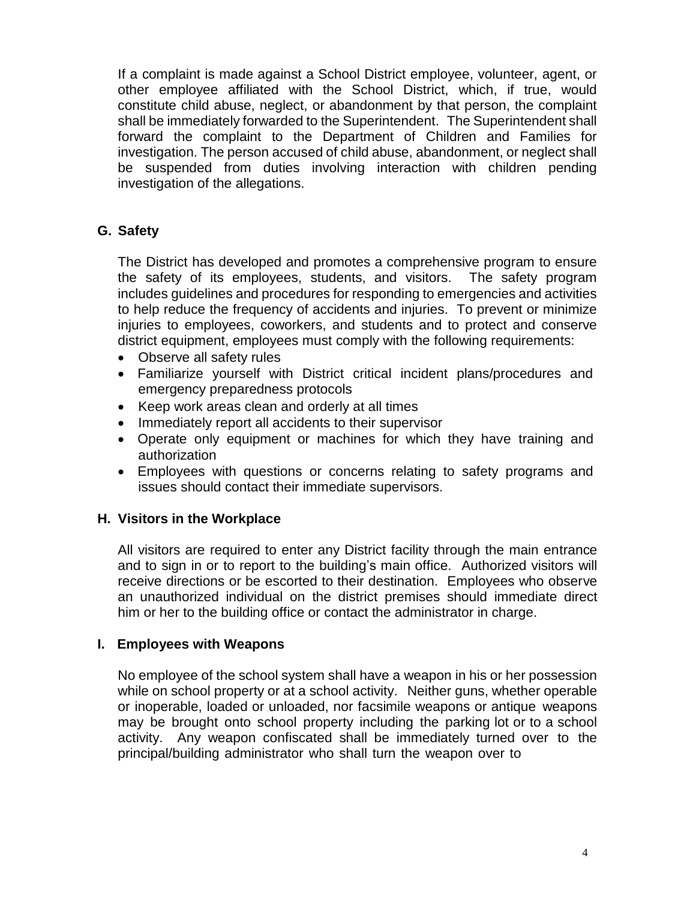If a complaint is made against a School District employee, volunteer, agent, or other employee affiliated with the School District, which, if true, would constitute child abuse, neglect, or abandonment by that person, the complaint shall be immediately forwarded to the Superintendent. The Superintendent shall forward the complaint to the Department of Children and Families for investigation. The person accused of child abuse, abandonment, or neglect shall be suspended from duties involving interaction with children pending investigation of the allegations.

### G. Safety

The District has developed and promotes a comprehensive program to ensure the safety of its employees, students, and visitors. The safety program includes guidelines and procedures for responding to emergencies and activities to help reduce the frequency of accidents and injuries. To prevent or minimize injuries to employees, coworkers, and students and to protect and conserve district equipment, employees must comply with the following requirements:

- Observe all safety rules
- Familiarize yourself with District critical incident plans/procedures and emergency preparedness protocols
- Keep work areas clean and orderly at all times
- Immediately report all accidents to their supervisor
- Operate only equipment or machines for which they have training and authorization
- Employees with questions or concerns relating to safety programs and issues should contact their immediate supervisors.

### H. Visitors in the Workplace

All visitors are required to enter any District facility through the main entrance and to sign in or to report to the building's main office. Authorized visitors will receive directions or be escorted to their destination. Employees who observe an unauthorized individual on the district premises should immediate direct him or her to the building office or contact the administrator in charge.

### I. Employees with Weapons

No employee of the school system shall have a weapon in his or her possession while on school property or at a school activity. Neither guns, whether operable or inoperable, loaded or unloaded, nor facsimile weapons or antique weapons may be brought onto school property including the parking lot or to a school activity. Any weapon confiscated shall be immediately turned over to the principal/building administrator who shall turn the weapon over to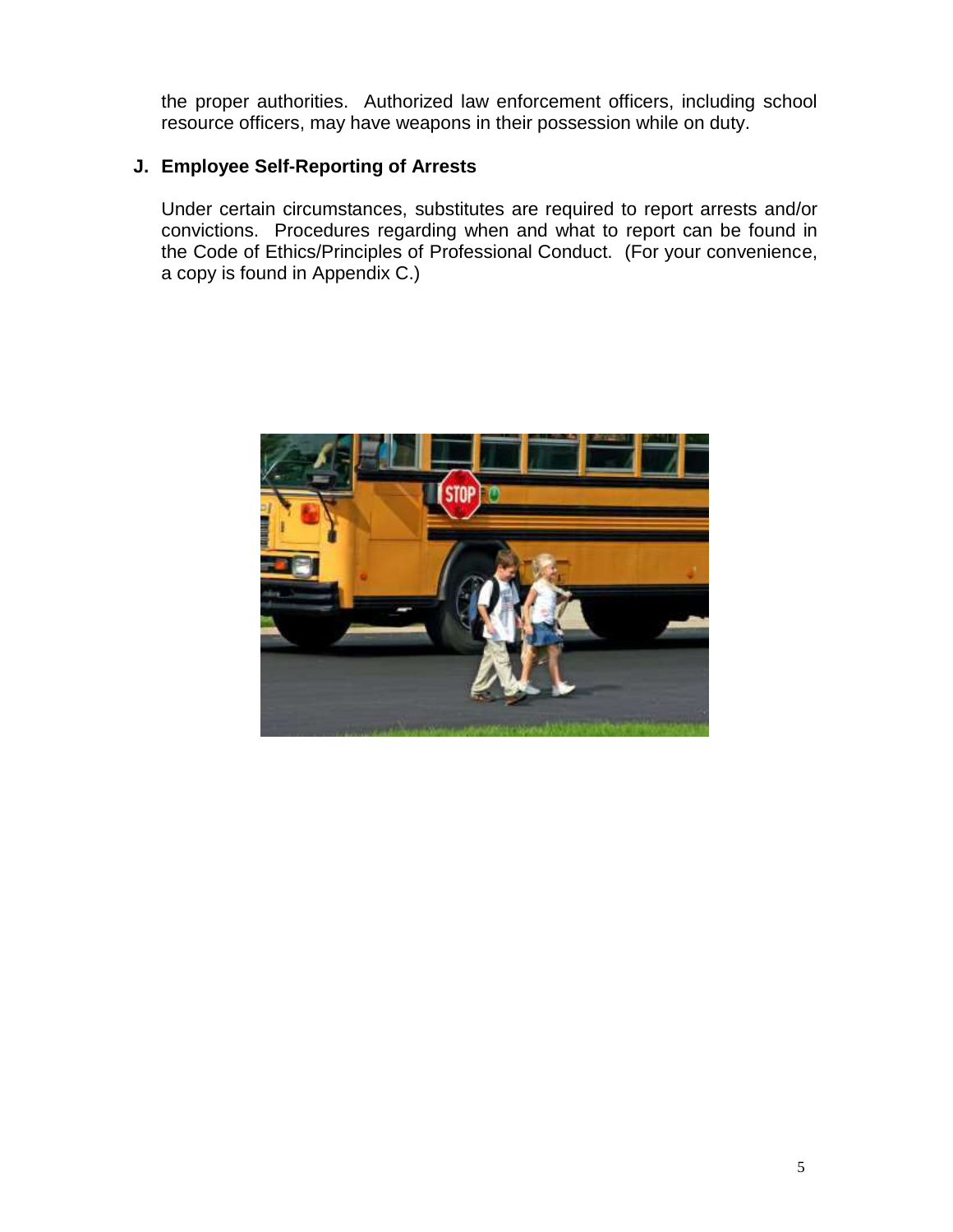the proper authorities. Authorized law enforcement officers, including school resource officers, may have weapons in their possession while on duty.

## J. Employee Self-Reporting of Arrests

Under certain circumstances, substitutes are required to report arrests and/or convictions. Procedures regarding when and what to report can be found in the Code of Ethics/Principles of Professional Conduct. (For your convenience, a copy is found in Appendix C.)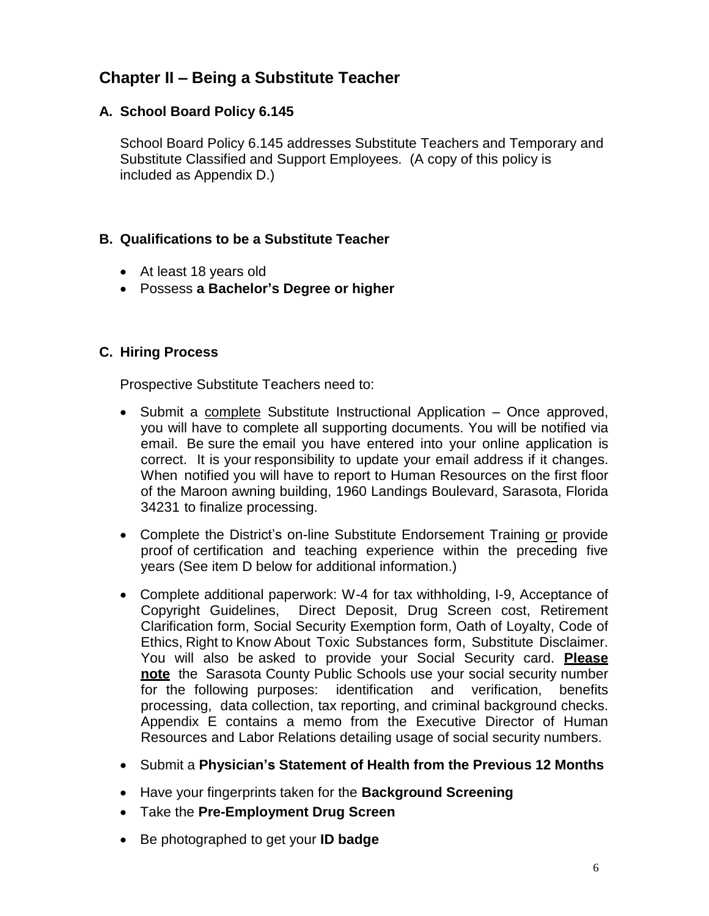## Chapter II – Being a Substitute Teacher

### A. School Board Policy 6.145

School Board Policy 6.145 addresses Substitute Teachers and Temporary and Substitute Classified and Support Employees. (A copy of this policy is included as Appendix D.)

### B. Qualifications to be a Substitute Teacher

- At least 18 years old
- Possess **a Bachelor's Degree or higher**

### C. Hiring Process

Prospective Substitute Teachers need to:

- Submit a <u>complete</u> Substitute Instructional Application – Once approved, you will have to complete all supporting documents. You will be notified via email. Be sure the email you have entered into your online application is correct. It is your responsibility to update your email address if it changes. When notified you will have to report to Human Resources on the first floor of the Maroon awning building, 1960 Landings Boulevard, Sarasota, Florida 34231 to finalize processing.
- Complete the District's on-line Substitute Endorsement Training <u>or</u> provide proof of certification and teaching experience within the preceding five years (See item D below for additional information.)
- Complete additional paperwork: W-4 for tax withholding, I-9, Acceptance of Copyright Guidelines, Direct Deposit, Drug Screen cost, Retirement Clarification form, Social Security Exemption form, Oath of Loyalty, Code of Ethics, Right to Know About Toxic Substances form, Substitute Disclaimer. You will also be asked to provide your Social Security card. <u>**Please note**</u> the Sarasota County Public Schools use your social security number for the following purposes: identification and verification, benefits processing, data collection, tax reporting, and criminal background checks. Appendix E contains a memo from the Executive Director of Human Resources and Labor Relations detailing usage of social security numbers.
- Submit a **Physician's Statement of Health from the Previous 12 Months**
- Have your fingerprints taken for the **Background Screening**
- Take the **Pre-Employment Drug Screen**
- Be photographed to get your **ID badge**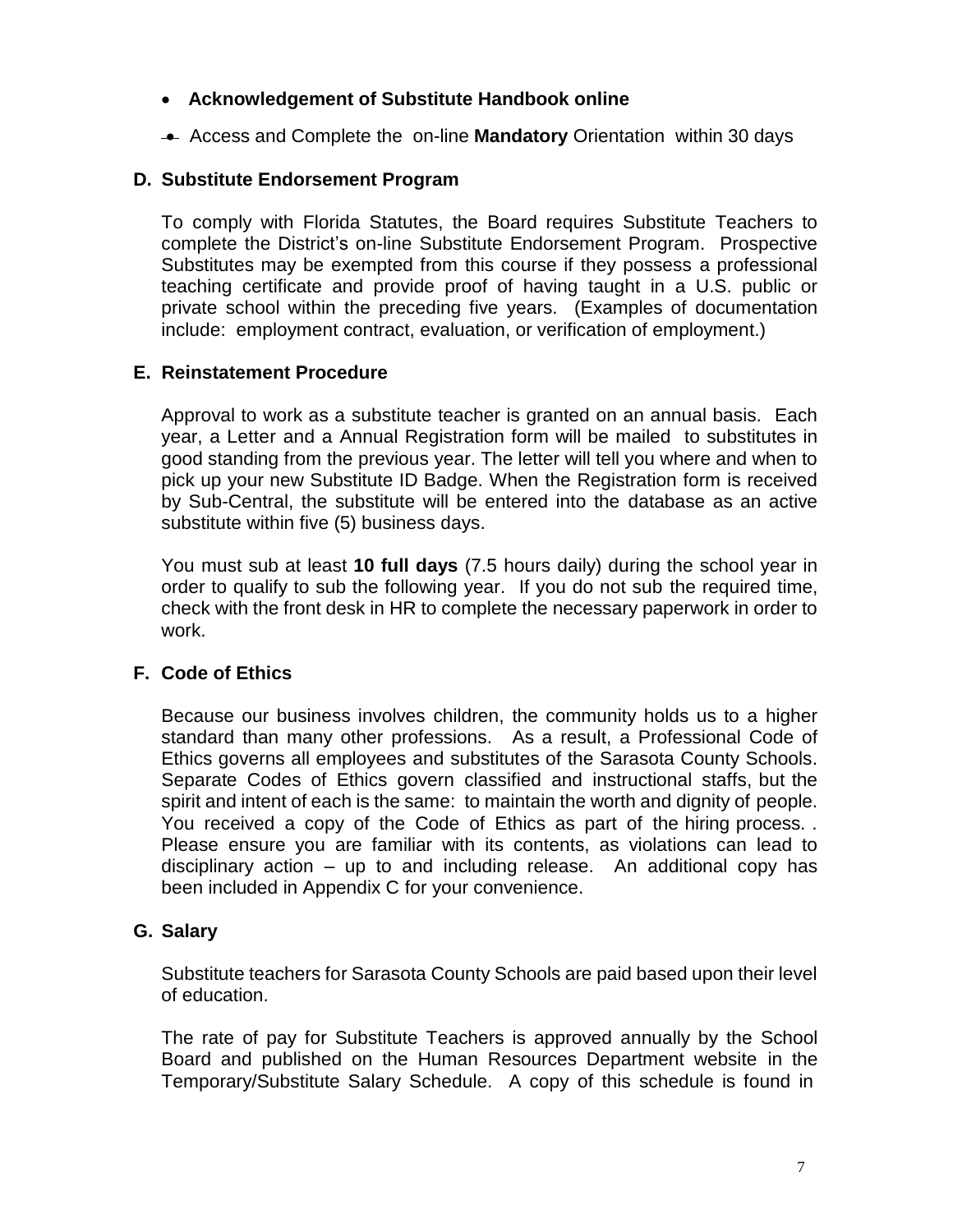- **Acknowledgement of Substitute Handbook online**
- Access and Complete the on-line **Mandatory** Orientation within 30 days

### D. Substitute Endorsement Program

To comply with Florida Statutes, the Board requires Substitute Teachers to complete the District's on-line Substitute Endorsement Program. Prospective Substitutes may be exempted from this course if they possess a professional teaching certificate and provide proof of having taught in a U.S. public or private school within the preceding five years. (Examples of documentation include: employment contract, evaluation, or verification of employment.)

### E. Reinstatement Procedure

Approval to work as a substitute teacher is granted on an annual basis. Each year, a Letter and a Annual Registration form will be mailed to substitutes in good standing from the previous year. The letter will tell you where and when to pick up your new Substitute ID Badge. When the Registration form is received by Sub-Central, the substitute will be entered into the database as an active substitute within five (5) business days.

You must sub at least **10 full days** (7.5 hours daily) during the school year in order to qualify to sub the following year. If you do not sub the required time, check with the front desk in HR to complete the necessary paperwork in order to work.

### F. Code of Ethics

Because our business involves children, the community holds us to a higher standard than many other professions. As a result, a Professional Code of Ethics governs all employees and substitutes of the Sarasota County Schools. Separate Codes of Ethics govern classified and instructional staffs, but the spirit and intent of each is the same: to maintain the worth and dignity of people. You received a copy of the Code of Ethics as part of the hiring process. . Please ensure you are familiar with its contents, as violations can lead to disciplinary action – up to and including release. An additional copy has been included in Appendix C for your convenience.

### G. Salary

Substitute teachers for Sarasota County Schools are paid based upon their level of education.

The rate of pay for Substitute Teachers is approved annually by the School Board and published on the Human Resources Department website in the Temporary/Substitute Salary Schedule. A copy of this schedule is found in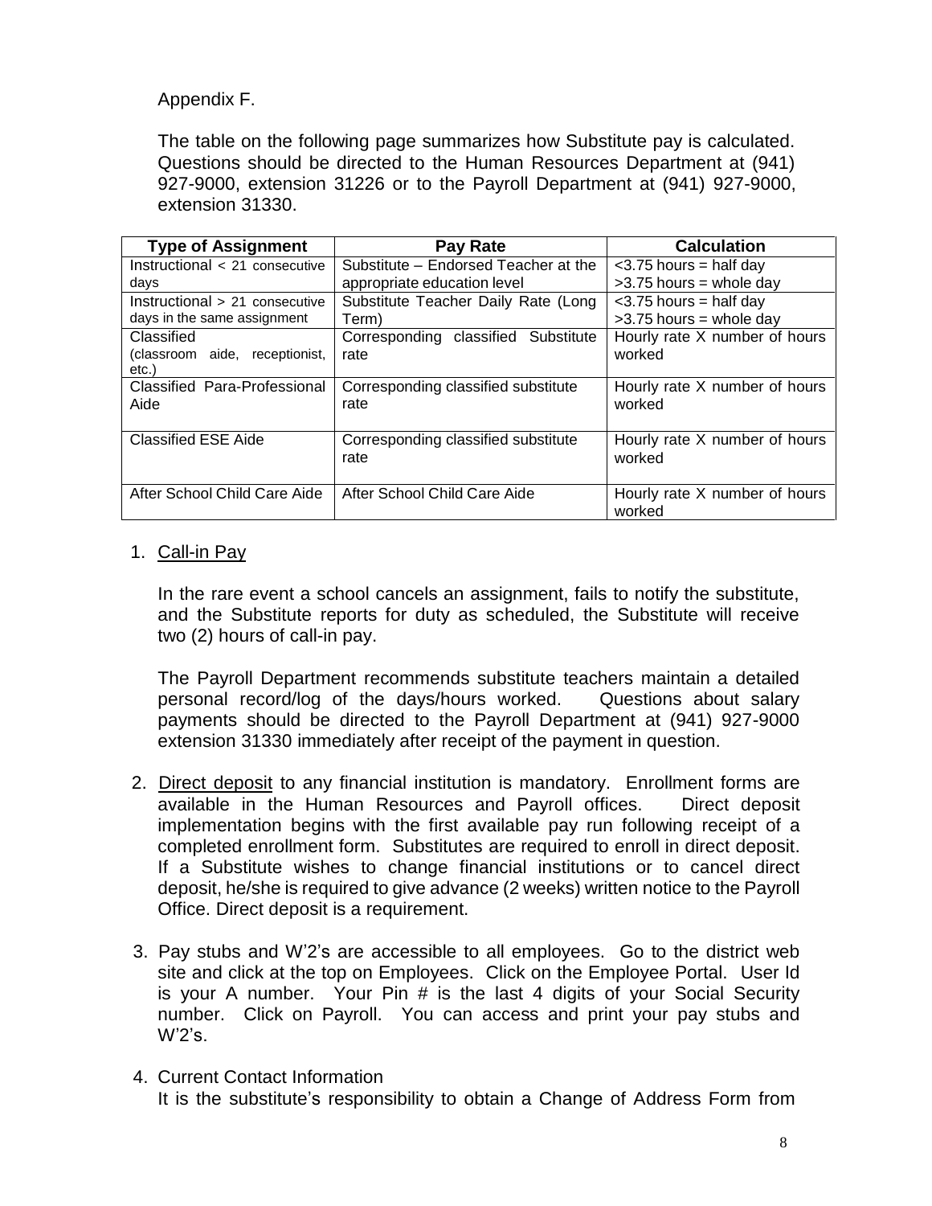Appendix F.

The table on the following page summarizes how Substitute pay is calculated. Questions should be directed to the Human Resources Department at (941) 927-9000, extension 31226 or to the Payroll Department at (941) 927-9000, extension 31330.

| Type of Assignment | Pay Rate | Calculation |
|---|---|---|
| Instructional < 21 consecutive days | Substitute – Endorsed Teacher at the appropriate education level | <3.75 hours = half day<br>>3.75 hours = whole day |
| Instructional > 21 consecutive days in the same assignment | Substitute Teacher Daily Rate (Long Term) | <3.75 hours = half day<br>>3.75 hours = whole day |
| Classified (classroom aide, receptionist, etc.) | Corresponding classified Substitute rate | Hourly rate X number of hours worked |
| Classified Para-Professional Aide | Corresponding classified substitute rate | Hourly rate X number of hours worked |
| Classified ESE Aide | Corresponding classified substitute rate | Hourly rate X number of hours worked |
| After School Child Care Aide | After School Child Care Aide | Hourly rate X number of hours worked |

1. Call-in Pay

   In the rare event a school cancels an assignment, fails to notify the substitute, and the Substitute reports for duty as scheduled, the Substitute will receive two (2) hours of call-in pay.

   The Payroll Department recommends substitute teachers maintain a detailed personal record/log of the days/hours worked. Questions about salary payments should be directed to the Payroll Department at (941) 927-9000 extension 31330 immediately after receipt of the payment in question.

2. Direct deposit to any financial institution is mandatory. Enrollment forms are available in the Human Resources and Payroll offices. Direct deposit implementation begins with the first available pay run following receipt of a completed enrollment form. Substitutes are required to enroll in direct deposit. If a Substitute wishes to change financial institutions or to cancel direct deposit, he/she is required to give advance (2 weeks) written notice to the Payroll Office. Direct deposit is a requirement.

3. Pay stubs and W'2's are accessible to all employees. Go to the district web site and click at the top on Employees. Click on the Employee Portal. User Id is your A number. Your Pin # is the last 4 digits of your Social Security number. Click on Payroll. You can access and print your pay stubs and W'2's.

4. Current Contact Information
   It is the substitute's responsibility to obtain a Change of Address Form from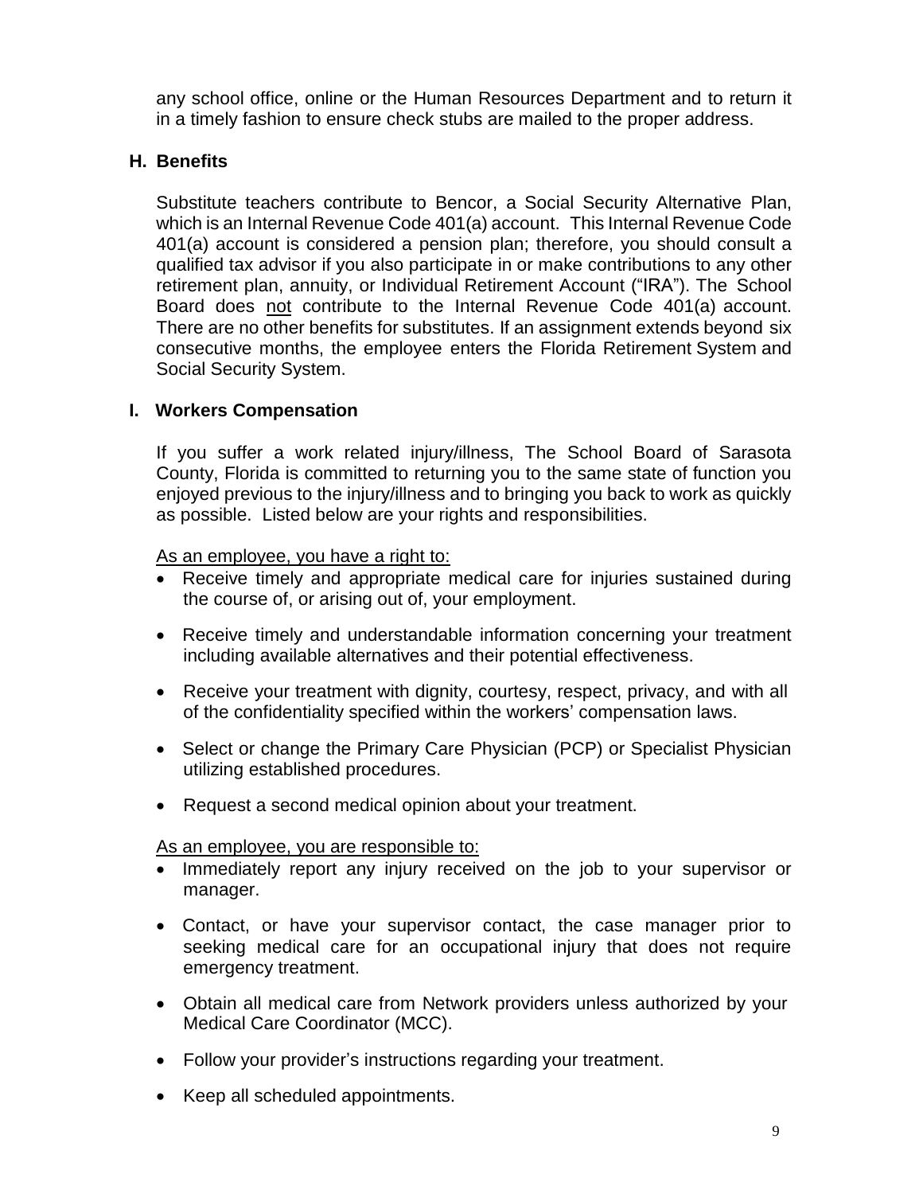any school office, online or the Human Resources Department and to return it in a timely fashion to ensure check stubs are mailed to the proper address.

## H. Benefits

Substitute teachers contribute to Bencor, a Social Security Alternative Plan, which is an Internal Revenue Code 401(a) account. This Internal Revenue Code 401(a) account is considered a pension plan; therefore, you should consult a qualified tax advisor if you also participate in or make contributions to any other retirement plan, annuity, or Individual Retirement Account ("IRA"). The School Board does <u>not</u> contribute to the Internal Revenue Code 401(a) account. There are no other benefits for substitutes. If an assignment extends beyond six consecutive months, the employee enters the Florida Retirement System and Social Security System.

## I. Workers Compensation

If you suffer a work related injury/illness, The School Board of Sarasota County, Florida is committed to returning you to the same state of function you enjoyed previous to the injury/illness and to bringing you back to work as quickly as possible. Listed below are your rights and responsibilities.

<u>As an employee, you have a right to:</u>

- Receive timely and appropriate medical care for injuries sustained during the course of, or arising out of, your employment.
- Receive timely and understandable information concerning your treatment including available alternatives and their potential effectiveness.
- Receive your treatment with dignity, courtesy, respect, privacy, and with all of the confidentiality specified within the workers' compensation laws.
- Select or change the Primary Care Physician (PCP) or Specialist Physician utilizing established procedures.
- Request a second medical opinion about your treatment.

<u>As an employee, you are responsible to:</u>

- Immediately report any injury received on the job to your supervisor or manager.
- Contact, or have your supervisor contact, the case manager prior to seeking medical care for an occupational injury that does not require emergency treatment.
- Obtain all medical care from Network providers unless authorized by your Medical Care Coordinator (MCC).
- Follow your provider's instructions regarding your treatment.
- Keep all scheduled appointments.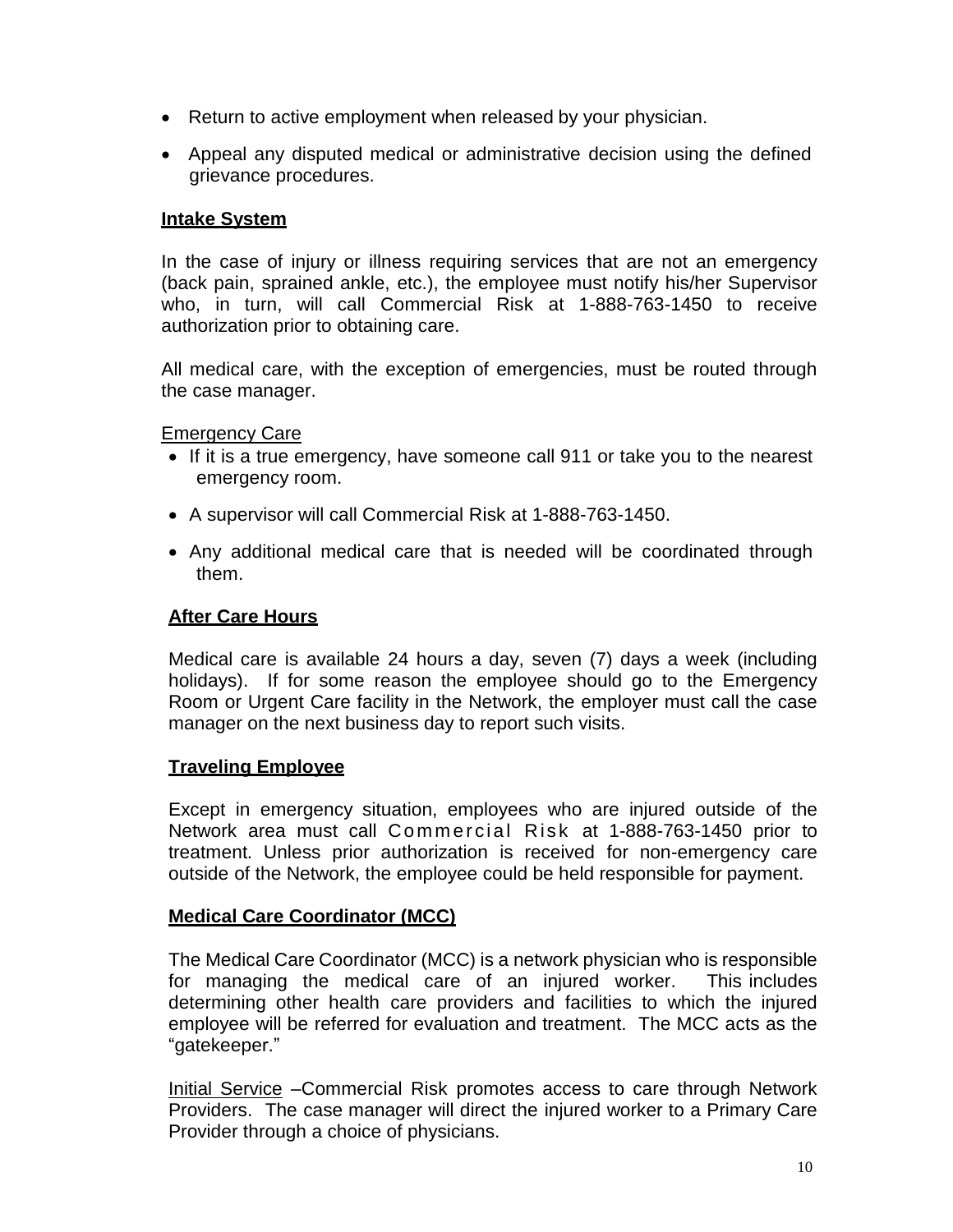- Return to active employment when released by your physician.
- Appeal any disputed medical or administrative decision using the defined grievance procedures.

**Intake System**

In the case of injury or illness requiring services that are not an emergency (back pain, sprained ankle, etc.), the employee must notify his/her Supervisor who, in turn, will call Commercial Risk at 1-888-763-1450 to receive authorization prior to obtaining care.

All medical care, with the exception of emergencies, must be routed through the case manager.

Emergency Care

- If it is a true emergency, have someone call 911 or take you to the nearest emergency room.
- A supervisor will call Commercial Risk at 1-888-763-1450.
- Any additional medical care that is needed will be coordinated through them.

**After Care Hours**

Medical care is available 24 hours a day, seven (7) days a week (including holidays). If for some reason the employee should go to the Emergency Room or Urgent Care facility in the Network, the employer must call the case manager on the next business day to report such visits.

**Traveling Employee**

Except in emergency situation, employees who are injured outside of the Network area must call Commercial Risk at 1-888-763-1450 prior to treatment. Unless prior authorization is received for non-emergency care outside of the Network, the employee could be held responsible for payment.

**Medical Care Coordinator (MCC)**

The Medical Care Coordinator (MCC) is a network physician who is responsible for managing the medical care of an injured worker. This includes determining other health care providers and facilities to which the injured employee will be referred for evaluation and treatment. The MCC acts as the "gatekeeper."

Initial Service –Commercial Risk promotes access to care through Network Providers. The case manager will direct the injured worker to a Primary Care Provider through a choice of physicians.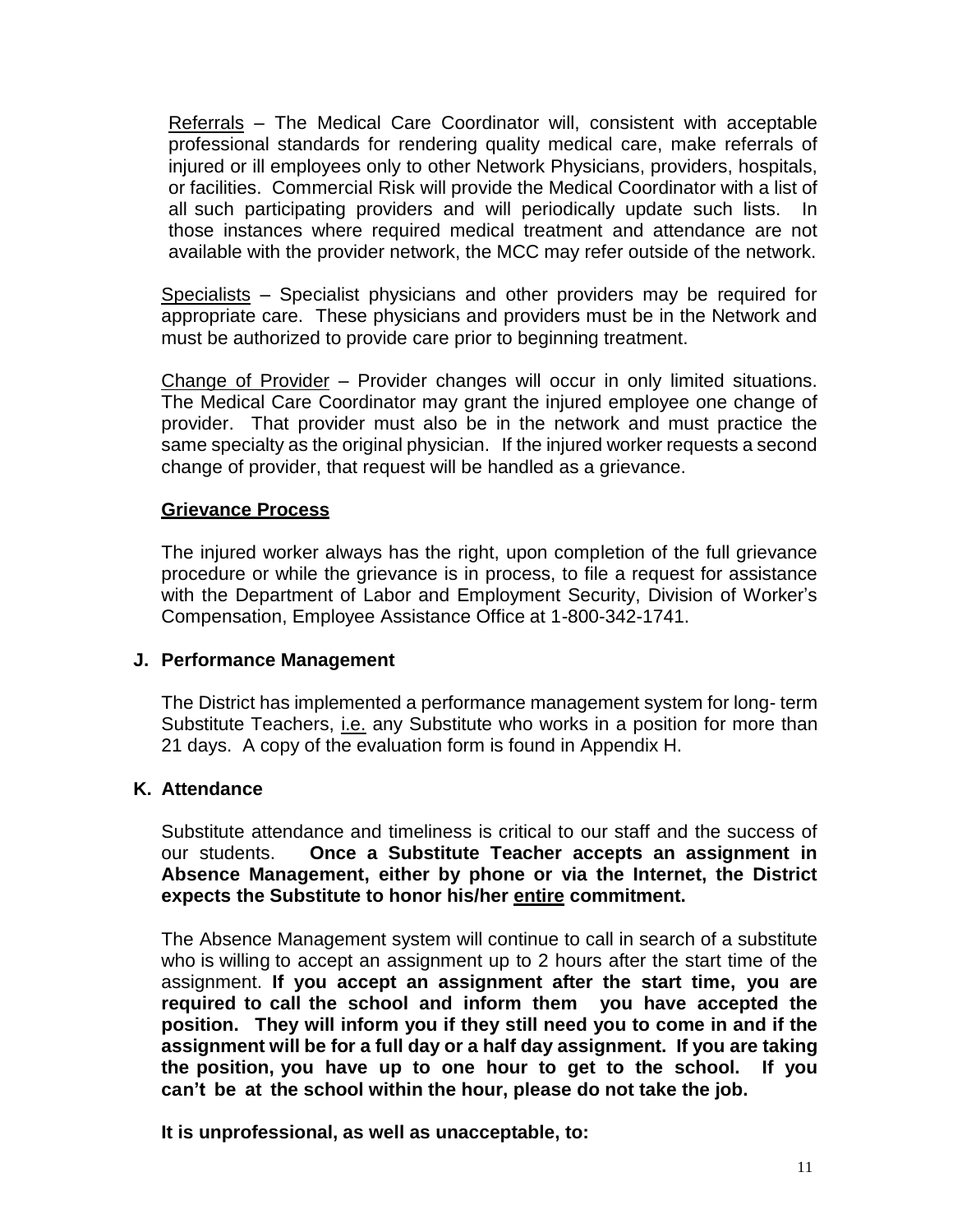Referrals – The Medical Care Coordinator will, consistent with acceptable professional standards for rendering quality medical care, make referrals of injured or ill employees only to other Network Physicians, providers, hospitals, or facilities. Commercial Risk will provide the Medical Coordinator with a list of all such participating providers and will periodically update such lists. In those instances where required medical treatment and attendance are not available with the provider network, the MCC may refer outside of the network.

Specialists – Specialist physicians and other providers may be required for appropriate care. These physicians and providers must be in the Network and must be authorized to provide care prior to beginning treatment.

Change of Provider – Provider changes will occur in only limited situations. The Medical Care Coordinator may grant the injured employee one change of provider. That provider must also be in the network and must practice the same specialty as the original physician. If the injured worker requests a second change of provider, that request will be handled as a grievance.

**Grievance Process**

The injured worker always has the right, upon completion of the full grievance procedure or while the grievance is in process, to file a request for assistance with the Department of Labor and Employment Security, Division of Worker's Compensation, Employee Assistance Office at 1-800-342-1741.

### J. Performance Management

The District has implemented a performance management system for long- term Substitute Teachers, i.e. any Substitute who works in a position for more than 21 days. A copy of the evaluation form is found in Appendix H.

### K. Attendance

Substitute attendance and timeliness is critical to our staff and the success of our students. **Once a Substitute Teacher accepts an assignment in Absence Management, either by phone or via the Internet, the District expects the Substitute to honor his/her entire commitment.**

The Absence Management system will continue to call in search of a substitute who is willing to accept an assignment up to 2 hours after the start time of the assignment. **If you accept an assignment after the start time, you are required to call the school and inform them you have accepted the position. They will inform you if they still need you to come in and if the assignment will be for a full day or a half day assignment. If you are taking the position, you have up to one hour to get to the school. If you can't be at the school within the hour, please do not take the job.**

**It is unprofessional, as well as unacceptable, to:**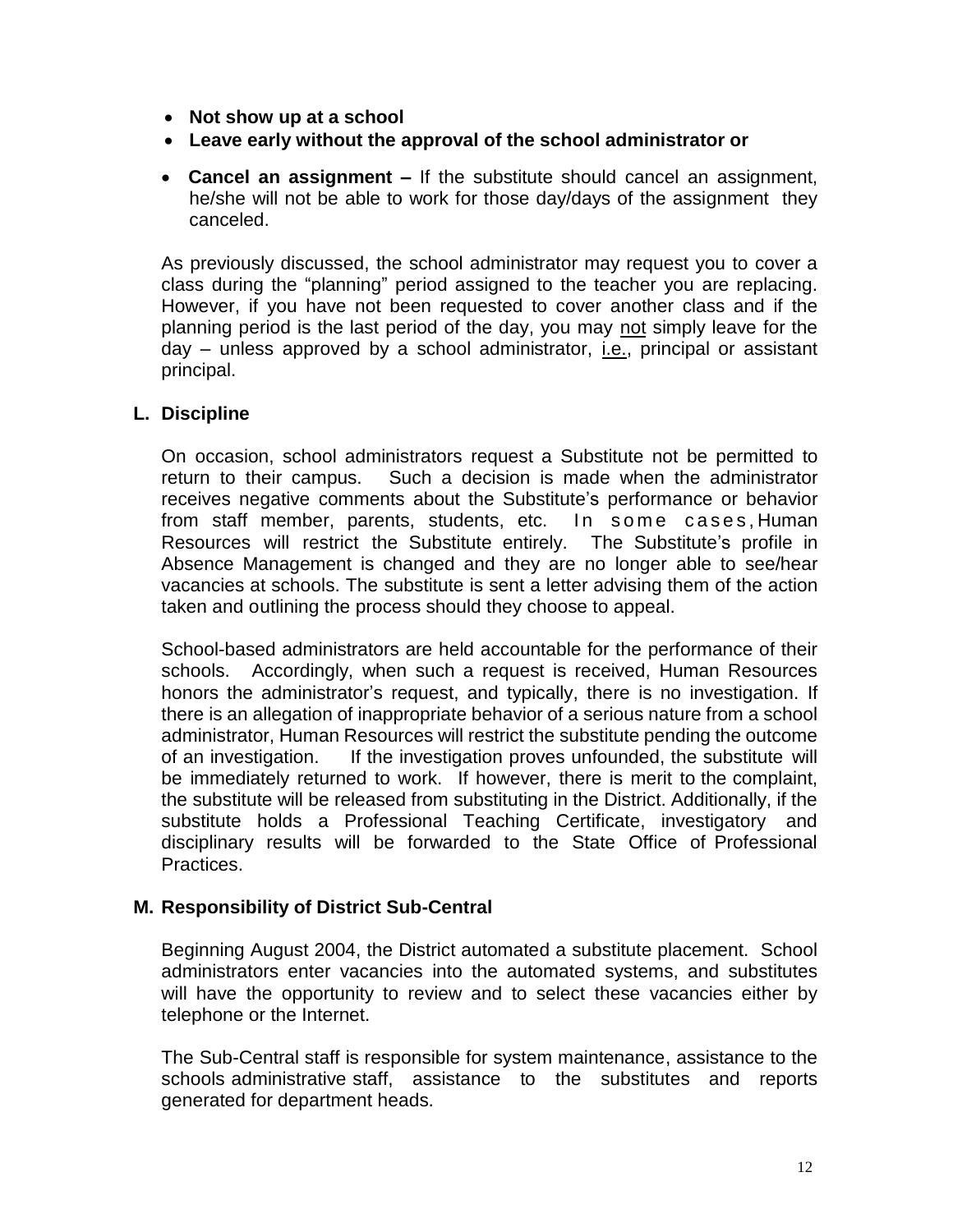- **Not show up at a school**
- **Leave early without the approval of the school administrator or**
- **Cancel an assignment –** If the substitute should cancel an assignment, he/she will not be able to work for those day/days of the assignment they canceled.

As previously discussed, the school administrator may request you to cover a class during the "planning" period assigned to the teacher you are replacing. However, if you have not been requested to cover another class and if the planning period is the last period of the day, you may not simply leave for the day – unless approved by a school administrator, i.e., principal or assistant principal.

### L. Discipline

On occasion, school administrators request a Substitute not be permitted to return to their campus. Such a decision is made when the administrator receives negative comments about the Substitute's performance or behavior from staff member, parents, students, etc. In some cases, Human Resources will restrict the Substitute entirely. The Substitute's profile in Absence Management is changed and they are no longer able to see/hear vacancies at schools. The substitute is sent a letter advising them of the action taken and outlining the process should they choose to appeal.

School-based administrators are held accountable for the performance of their schools. Accordingly, when such a request is received, Human Resources honors the administrator's request, and typically, there is no investigation. If there is an allegation of inappropriate behavior of a serious nature from a school administrator, Human Resources will restrict the substitute pending the outcome of an investigation. If the investigation proves unfounded, the substitute will be immediately returned to work. If however, there is merit to the complaint, the substitute will be released from substituting in the District. Additionally, if the substitute holds a Professional Teaching Certificate, investigatory and disciplinary results will be forwarded to the State Office of Professional Practices.

### M. Responsibility of District Sub-Central

Beginning August 2004, the District automated a substitute placement. School administrators enter vacancies into the automated systems, and substitutes will have the opportunity to review and to select these vacancies either by telephone or the Internet.

The Sub-Central staff is responsible for system maintenance, assistance to the schools administrative staff, assistance to the substitutes and reports generated for department heads.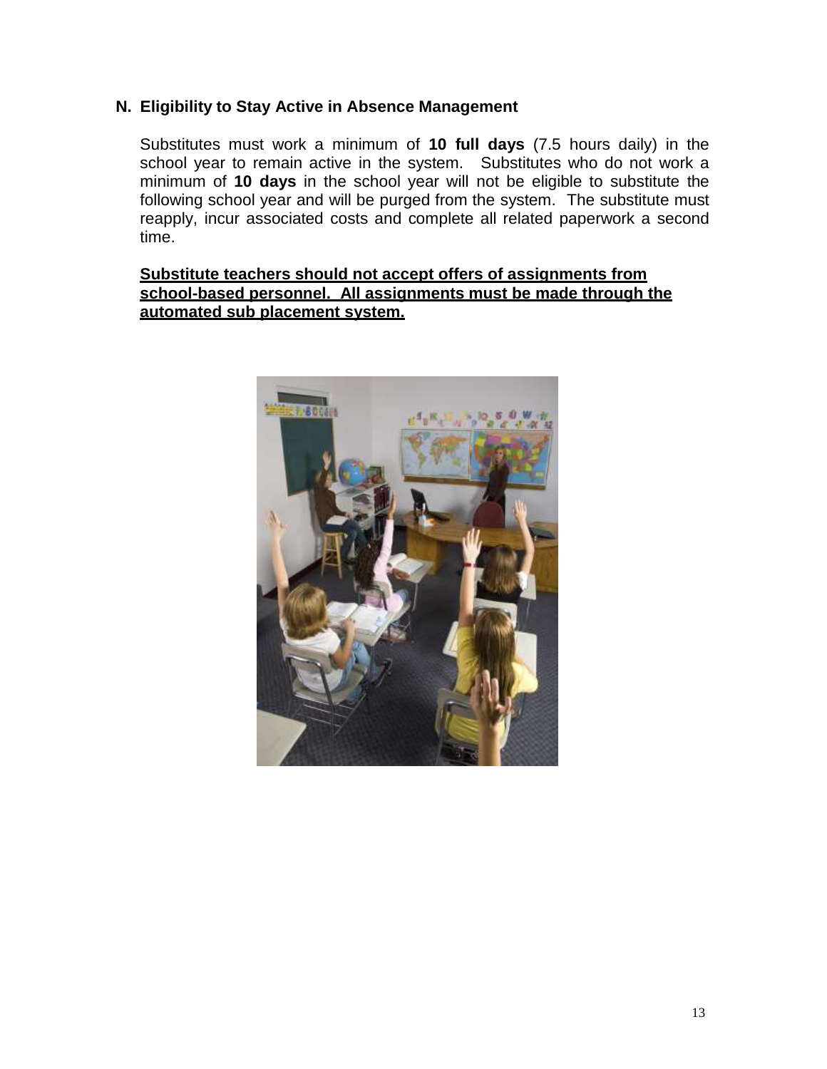## N. Eligibility to Stay Active in Absence Management

Substitutes must work a minimum of **10 full days** (7.5 hours daily) in the school year to remain active in the system. Substitutes who do not work a minimum of **10 days** in the school year will not be eligible to substitute the following school year and will be purged from the system. The substitute must reapply, incur associated costs and complete all related paperwork a second time.

**<u>Substitute teachers should not accept offers of assignments from school-based personnel. All assignments must be made through the automated sub placement system.</u>**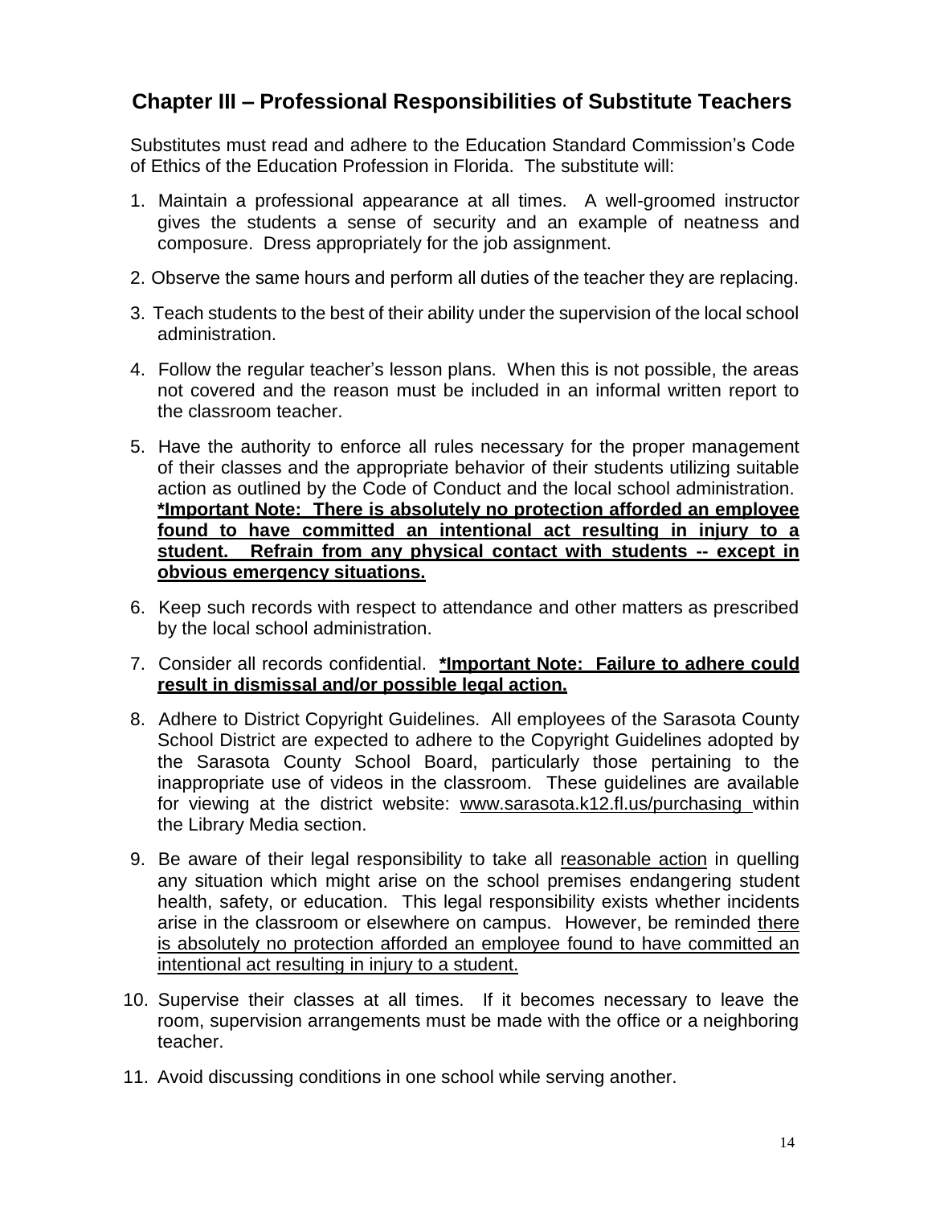## Chapter III – Professional Responsibilities of Substitute Teachers

Substitutes must read and adhere to the Education Standard Commission's Code of Ethics of the Education Profession in Florida. The substitute will:

1. Maintain a professional appearance at all times. A well-groomed instructor gives the students a sense of security and an example of neatness and composure. Dress appropriately for the job assignment.
2. Observe the same hours and perform all duties of the teacher they are replacing.
3. Teach students to the best of their ability under the supervision of the local school administration.
4. Follow the regular teacher's lesson plans. When this is not possible, the areas not covered and the reason must be included in an informal written report to the classroom teacher.
5. Have the authority to enforce all rules necessary for the proper management of their classes and the appropriate behavior of their students utilizing suitable action as outlined by the Code of Conduct and the local school administration. **\*Important Note: There is absolutely no protection afforded an employee found to have committed an intentional act resulting in injury to a student. Refrain from any physical contact with students -- except in obvious emergency situations.**
6. Keep such records with respect to attendance and other matters as prescribed by the local school administration.
7. Consider all records confidential. **\*Important Note: Failure to adhere could result in dismissal and/or possible legal action.**
8. Adhere to District Copyright Guidelines. All employees of the Sarasota County School District are expected to adhere to the Copyright Guidelines adopted by the Sarasota County School Board, particularly those pertaining to the inappropriate use of videos in the classroom. These guidelines are available for viewing at the district website: www.sarasota.k12.fl.us/purchasing within the Library Media section.
9. Be aware of their legal responsibility to take all reasonable action in quelling any situation which might arise on the school premises endangering student health, safety, or education. This legal responsibility exists whether incidents arise in the classroom or elsewhere on campus. However, be reminded there is absolutely no protection afforded an employee found to have committed an intentional act resulting in injury to a student.
10. Supervise their classes at all times. If it becomes necessary to leave the room, supervision arrangements must be made with the office or a neighboring teacher.
11. Avoid discussing conditions in one school while serving another.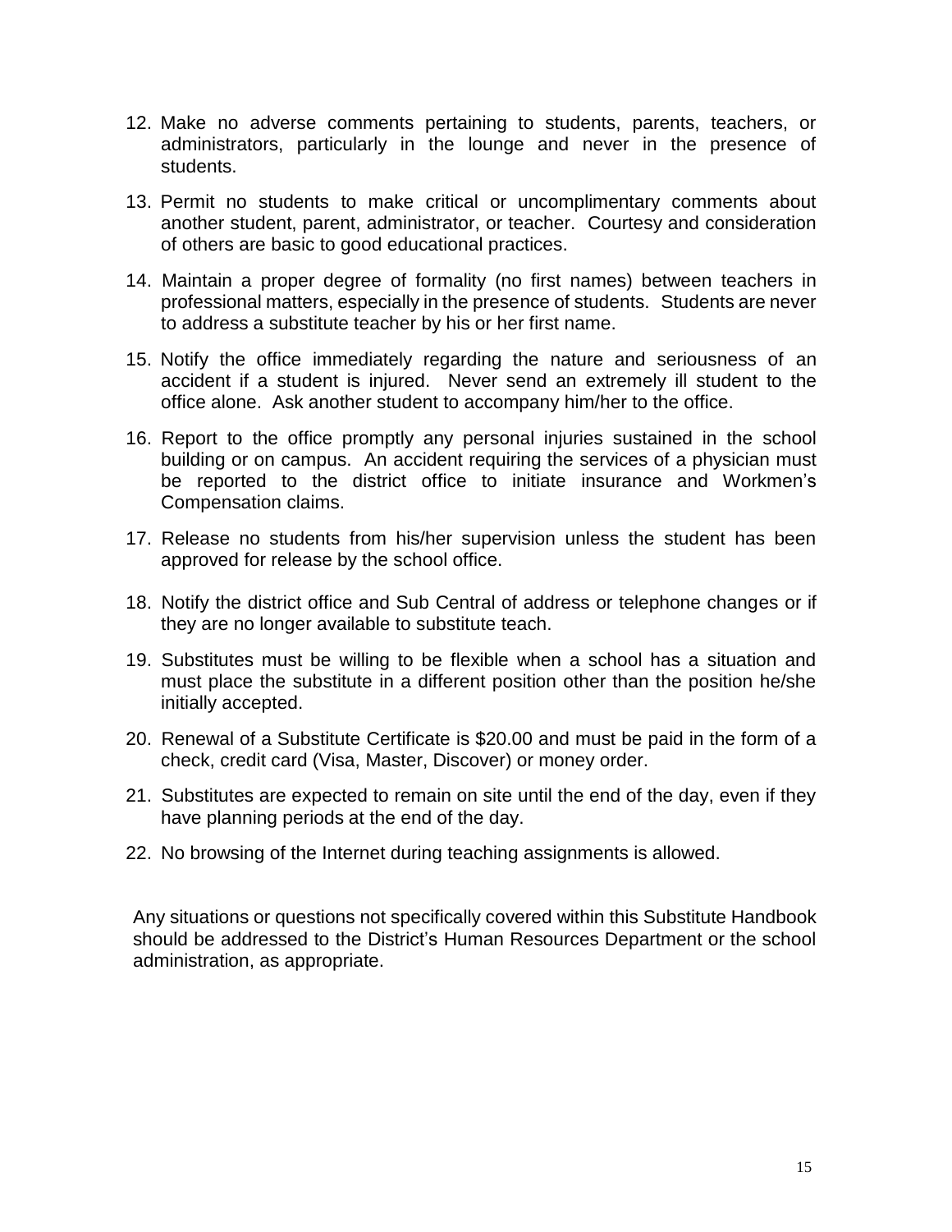12. Make no adverse comments pertaining to students, parents, teachers, or administrators, particularly in the lounge and never in the presence of students.

13. Permit no students to make critical or uncomplimentary comments about another student, parent, administrator, or teacher. Courtesy and consideration of others are basic to good educational practices.

14. Maintain a proper degree of formality (no first names) between teachers in professional matters, especially in the presence of students. Students are never to address a substitute teacher by his or her first name.

15. Notify the office immediately regarding the nature and seriousness of an accident if a student is injured. Never send an extremely ill student to the office alone. Ask another student to accompany him/her to the office.

16. Report to the office promptly any personal injuries sustained in the school building or on campus. An accident requiring the services of a physician must be reported to the district office to initiate insurance and Workmen's Compensation claims.

17. Release no students from his/her supervision unless the student has been approved for release by the school office.

18. Notify the district office and Sub Central of address or telephone changes or if they are no longer available to substitute teach.

19. Substitutes must be willing to be flexible when a school has a situation and must place the substitute in a different position other than the position he/she initially accepted.

20. Renewal of a Substitute Certificate is $20.00 and must be paid in the form of a check, credit card (Visa, Master, Discover) or money order.

21. Substitutes are expected to remain on site until the end of the day, even if they have planning periods at the end of the day.

22. No browsing of the Internet during teaching assignments is allowed.

Any situations or questions not specifically covered within this Substitute Handbook should be addressed to the District's Human Resources Department or the school administration, as appropriate.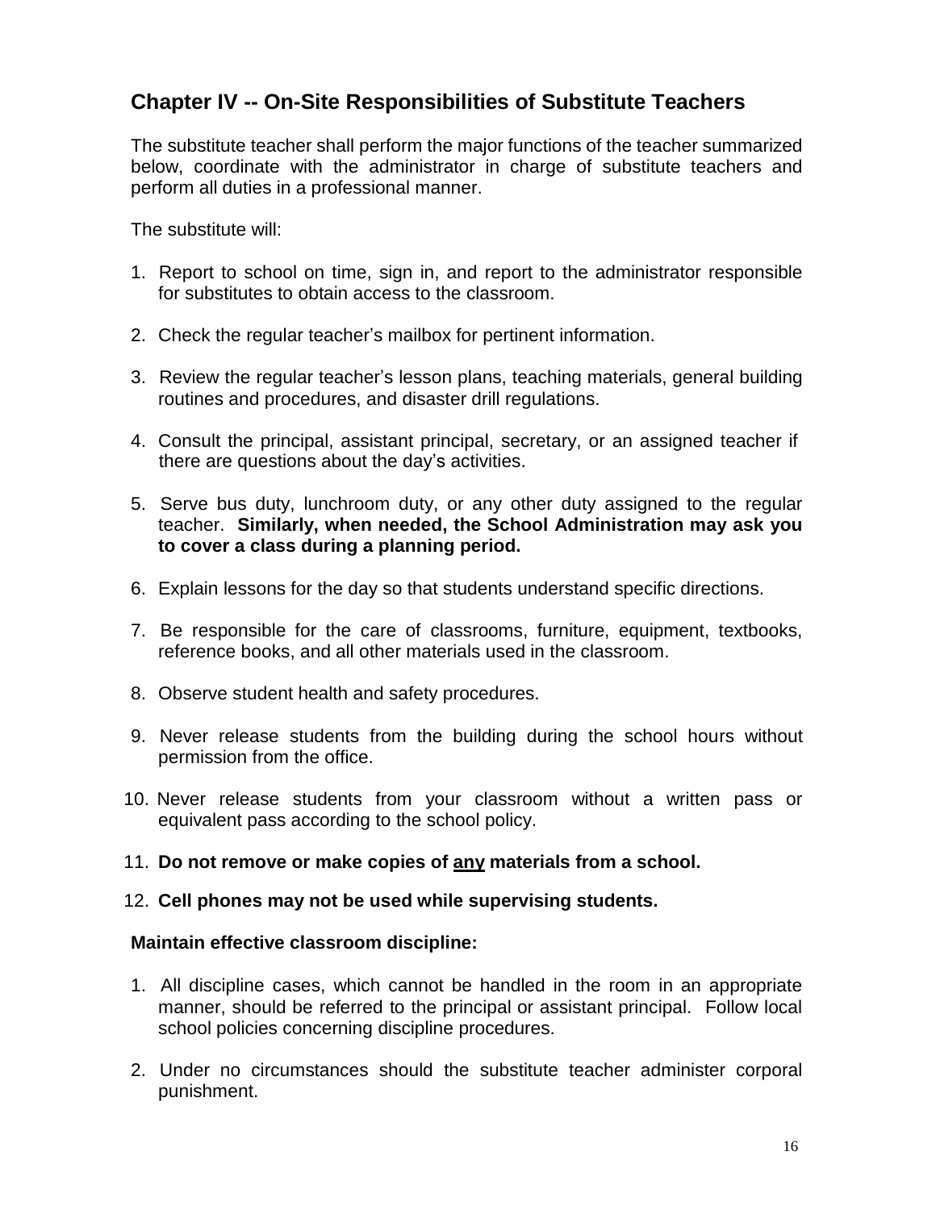## Chapter IV -- On-Site Responsibilities of Substitute Teachers

The substitute teacher shall perform the major functions of the teacher summarized below, coordinate with the administrator in charge of substitute teachers and perform all duties in a professional manner.

The substitute will:

1. Report to school on time, sign in, and report to the administrator responsible for substitutes to obtain access to the classroom.

2. Check the regular teacher's mailbox for pertinent information.

3. Review the regular teacher's lesson plans, teaching materials, general building routines and procedures, and disaster drill regulations.

4. Consult the principal, assistant principal, secretary, or an assigned teacher if there are questions about the day's activities.

5. Serve bus duty, lunchroom duty, or any other duty assigned to the regular teacher. **Similarly, when needed, the School Administration may ask you to cover a class during a planning period.**

6. Explain lessons for the day so that students understand specific directions.

7. Be responsible for the care of classrooms, furniture, equipment, textbooks, reference books, and all other materials used in the classroom.

8. Observe student health and safety procedures.

9. Never release students from the building during the school hours without permission from the office.

10. Never release students from your classroom without a written pass or equivalent pass according to the school policy.

11. **Do not remove or make copies of <u>any</u> materials from a school.**

12. **Cell phones may not be used while supervising students.**

**Maintain effective classroom discipline:**

1. All discipline cases, which cannot be handled in the room in an appropriate manner, should be referred to the principal or assistant principal. Follow local school policies concerning discipline procedures.

2. Under no circumstances should the substitute teacher administer corporal punishment.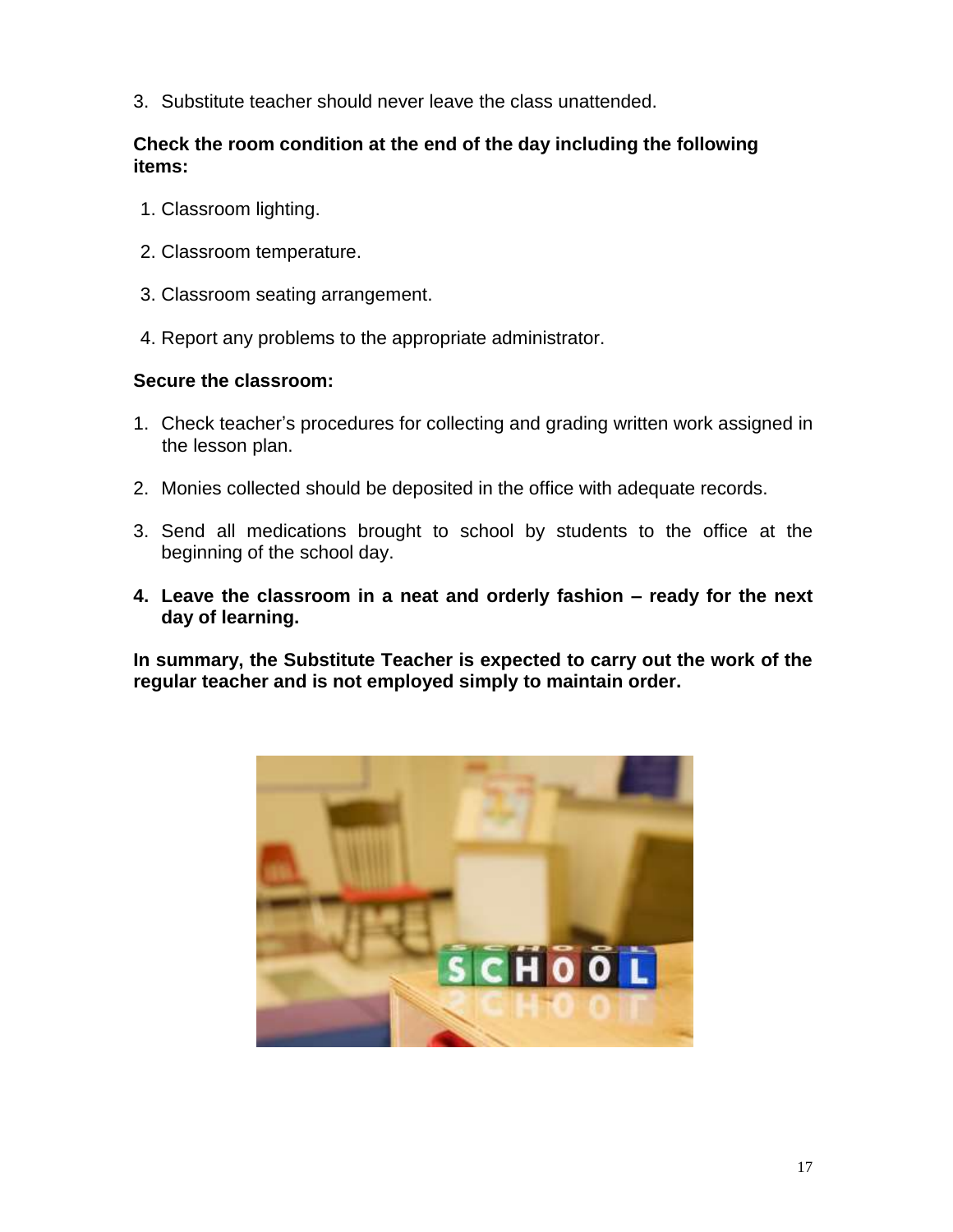3. Substitute teacher should never leave the class unattended.

**Check the room condition at the end of the day including the following items:**

1. Classroom lighting.
2. Classroom temperature.
3. Classroom seating arrangement.
4. Report any problems to the appropriate administrator.

**Secure the classroom:**

1. Check teacher's procedures for collecting and grading written work assigned in the lesson plan.
2. Monies collected should be deposited in the office with adequate records.
3. Send all medications brought to school by students to the office at the beginning of the school day.
4. **Leave the classroom in a neat and orderly fashion – ready for the next day of learning.**

**In summary, the Substitute Teacher is expected to carry out the work of the regular teacher and is not employed simply to maintain order.**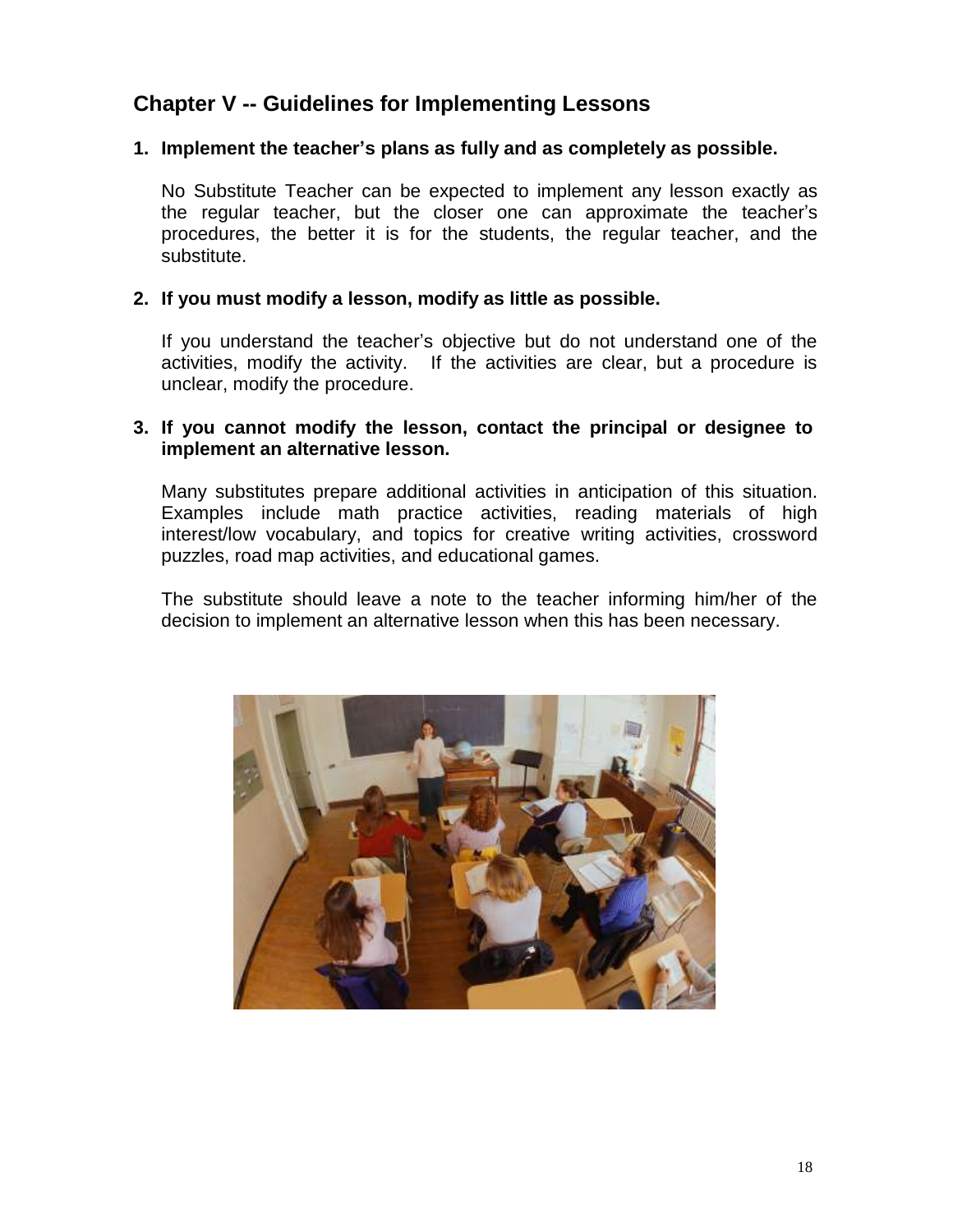## Chapter V -- Guidelines for Implementing Lessons

**1. Implement the teacher's plans as fully and as completely as possible.**

No Substitute Teacher can be expected to implement any lesson exactly as the regular teacher, but the closer one can approximate the teacher's procedures, the better it is for the students, the regular teacher, and the substitute.

**2. If you must modify a lesson, modify as little as possible.**

If you understand the teacher's objective but do not understand one of the activities, modify the activity. If the activities are clear, but a procedure is unclear, modify the procedure.

**3. If you cannot modify the lesson, contact the principal or designee to implement an alternative lesson.**

Many substitutes prepare additional activities in anticipation of this situation. Examples include math practice activities, reading materials of high interest/low vocabulary, and topics for creative writing activities, crossword puzzles, road map activities, and educational games.

The substitute should leave a note to the teacher informing him/her of the decision to implement an alternative lesson when this has been necessary.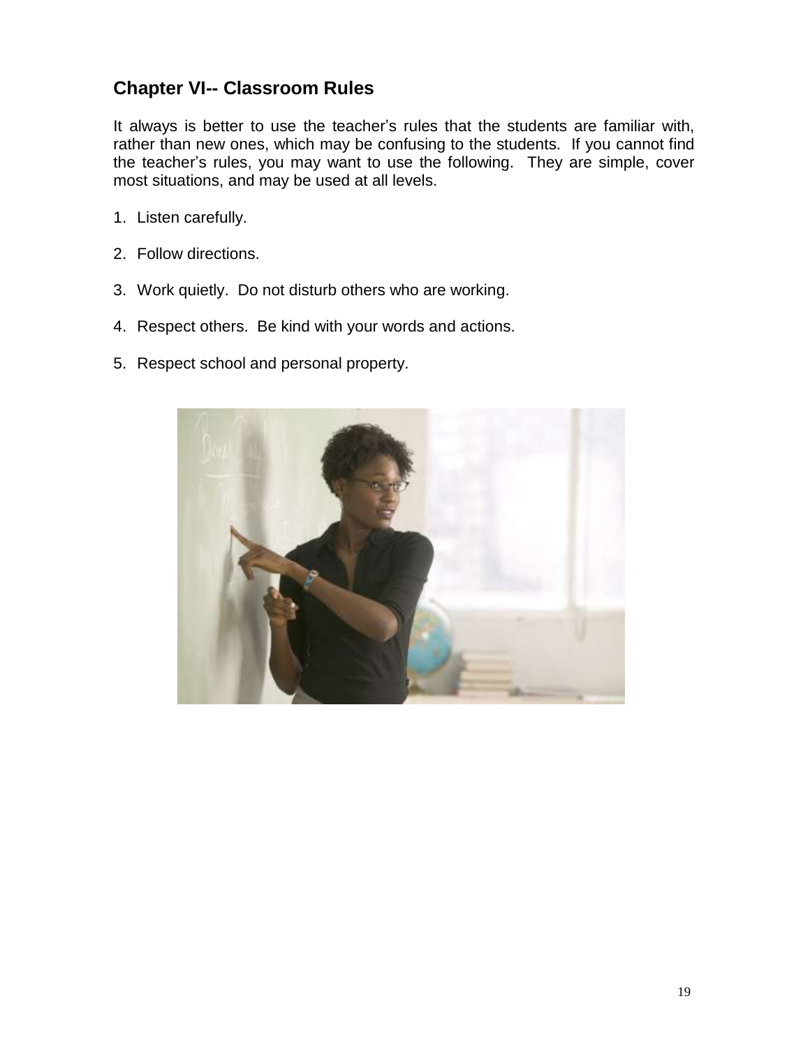## Chapter VI-- Classroom Rules

It always is better to use the teacher's rules that the students are familiar with, rather than new ones, which may be confusing to the students. If you cannot find the teacher's rules, you may want to use the following. They are simple, cover most situations, and may be used at all levels.

1. Listen carefully.

2. Follow directions.

3. Work quietly. Do not disturb others who are working.

4. Respect others. Be kind with your words and actions.

5. Respect school and personal property.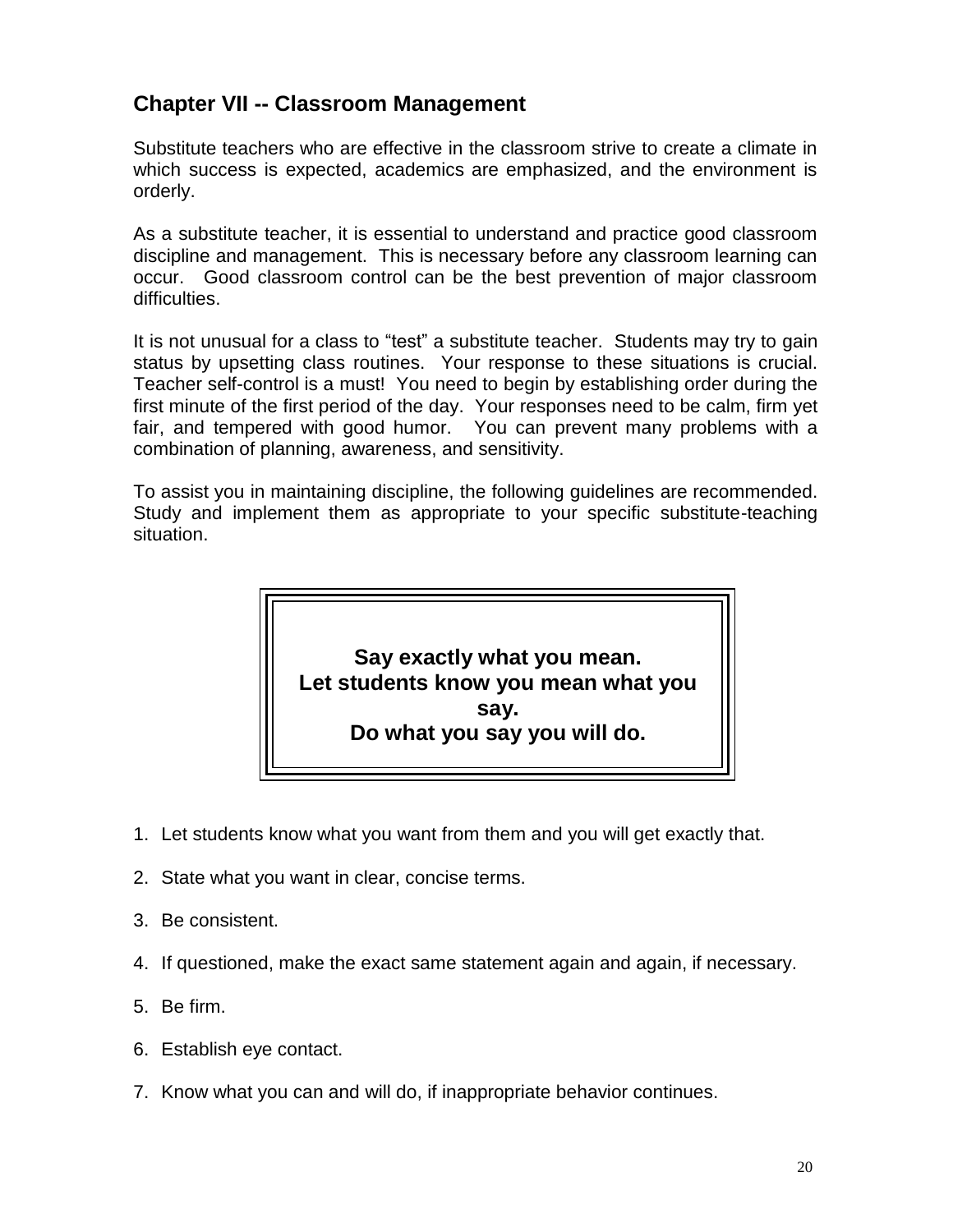## Chapter VII -- Classroom Management

Substitute teachers who are effective in the classroom strive to create a climate in which success is expected, academics are emphasized, and the environment is orderly.

As a substitute teacher, it is essential to understand and practice good classroom discipline and management. This is necessary before any classroom learning can occur. Good classroom control can be the best prevention of major classroom difficulties.

It is not unusual for a class to "test" a substitute teacher. Students may try to gain status by upsetting class routines. Your response to these situations is crucial. Teacher self-control is a must! You need to begin by establishing order during the first minute of the first period of the day. Your responses need to be calm, firm yet fair, and tempered with good humor. You can prevent many problems with a combination of planning, awareness, and sensitivity.

To assist you in maintaining discipline, the following guidelines are recommended. Study and implement them as appropriate to your specific substitute-teaching situation.

> **Say exactly what you mean.**
> **Let students know you mean what you say.**
> **Do what you say you will do.**

1. Let students know what you want from them and you will get exactly that.
2. State what you want in clear, concise terms.
3. Be consistent.
4. If questioned, make the exact same statement again and again, if necessary.
5. Be firm.
6. Establish eye contact.
7. Know what you can and will do, if inappropriate behavior continues.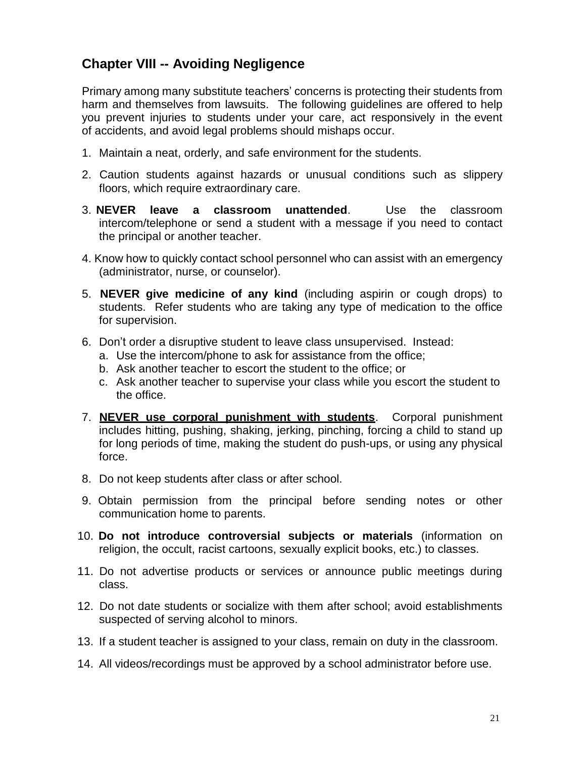## Chapter VIII -- Avoiding Negligence

Primary among many substitute teachers' concerns is protecting their students from harm and themselves from lawsuits. The following guidelines are offered to help you prevent injuries to students under your care, act responsively in the event of accidents, and avoid legal problems should mishaps occur.

1. Maintain a neat, orderly, and safe environment for the students.
2. Caution students against hazards or unusual conditions such as slippery floors, which require extraordinary care.
3. **NEVER leave a classroom unattended**. Use the classroom intercom/telephone or send a student with a message if you need to contact the principal or another teacher.
4. Know how to quickly contact school personnel who can assist with an emergency (administrator, nurse, or counselor).
5. **NEVER give medicine of any kind** (including aspirin or cough drops) to students. Refer students who are taking any type of medication to the office for supervision.
6. Don't order a disruptive student to leave class unsupervised. Instead:
   a. Use the intercom/phone to ask for assistance from the office;
   b. Ask another teacher to escort the student to the office; or
   c. Ask another teacher to supervise your class while you escort the student to the office.
7. <u>**NEVER use corporal punishment with students**</u>. Corporal punishment includes hitting, pushing, shaking, jerking, pinching, forcing a child to stand up for long periods of time, making the student do push-ups, or using any physical force.
8. Do not keep students after class or after school.
9. Obtain permission from the principal before sending notes or other communication home to parents.
10. **Do not introduce controversial subjects or materials** (information on religion, the occult, racist cartoons, sexually explicit books, etc.) to classes.
11. Do not advertise products or services or announce public meetings during class.
12. Do not date students or socialize with them after school; avoid establishments suspected of serving alcohol to minors.
13. If a student teacher is assigned to your class, remain on duty in the classroom.
14. All videos/recordings must be approved by a school administrator before use.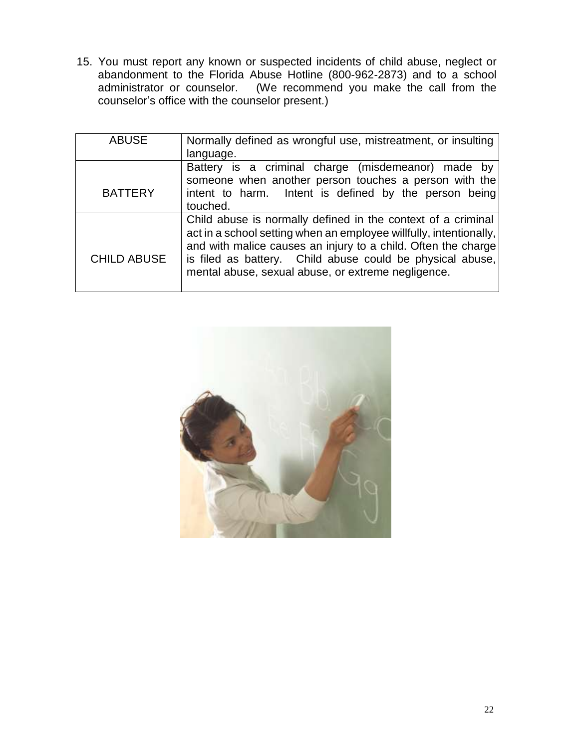15. You must report any known or suspected incidents of child abuse, neglect or abandonment to the Florida Abuse Hotline (800-962-2873) and to a school administrator or counselor. (We recommend you make the call from the counselor's office with the counselor present.)

| | |
|---|---|
| ABUSE | Normally defined as wrongful use, mistreatment, or insulting language. |
| BATTERY | Battery is a criminal charge (misdemeanor) made by someone when another person touches a person with the intent to harm. Intent is defined by the person being touched. |
| CHILD ABUSE | Child abuse is normally defined in the context of a criminal act in a school setting when an employee willfully, intentionally, and with malice causes an injury to a child. Often the charge is filed as battery. Child abuse could be physical abuse, mental abuse, sexual abuse, or extreme negligence. |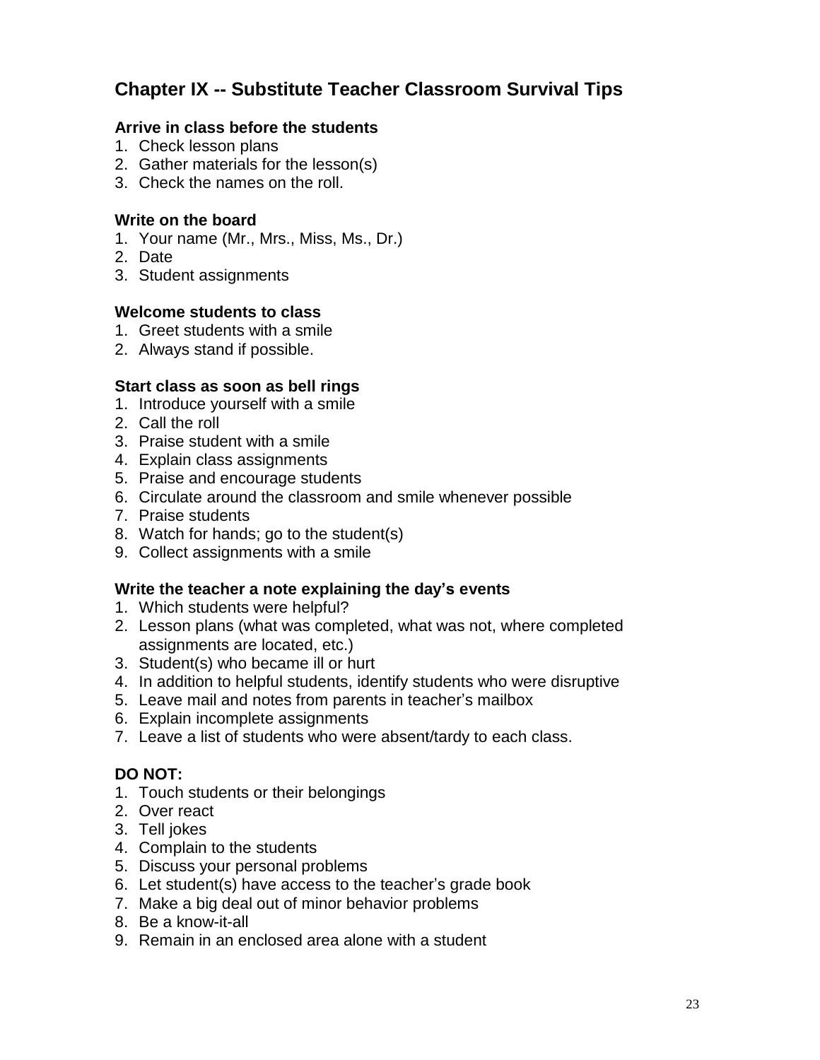## Chapter IX -- Substitute Teacher Classroom Survival Tips

**Arrive in class before the students**

1. Check lesson plans
2. Gather materials for the lesson(s)
3. Check the names on the roll.

**Write on the board**

1. Your name (Mr., Mrs., Miss, Ms., Dr.)
2. Date
3. Student assignments

**Welcome students to class**

1. Greet students with a smile
2. Always stand if possible.

**Start class as soon as bell rings**

1. Introduce yourself with a smile
2. Call the roll
3. Praise student with a smile
4. Explain class assignments
5. Praise and encourage students
6. Circulate around the classroom and smile whenever possible
7. Praise students
8. Watch for hands; go to the student(s)
9. Collect assignments with a smile

**Write the teacher a note explaining the day's events**

1. Which students were helpful?
2. Lesson plans (what was completed, what was not, where completed assignments are located, etc.)
3. Student(s) who became ill or hurt
4. In addition to helpful students, identify students who were disruptive
5. Leave mail and notes from parents in teacher's mailbox
6. Explain incomplete assignments
7. Leave a list of students who were absent/tardy to each class.

**DO NOT:**

1. Touch students or their belongings
2. Over react
3. Tell jokes
4. Complain to the students
5. Discuss your personal problems
6. Let student(s) have access to the teacher's grade book
7. Make a big deal out of minor behavior problems
8. Be a know-it-all
9. Remain in an enclosed area alone with a student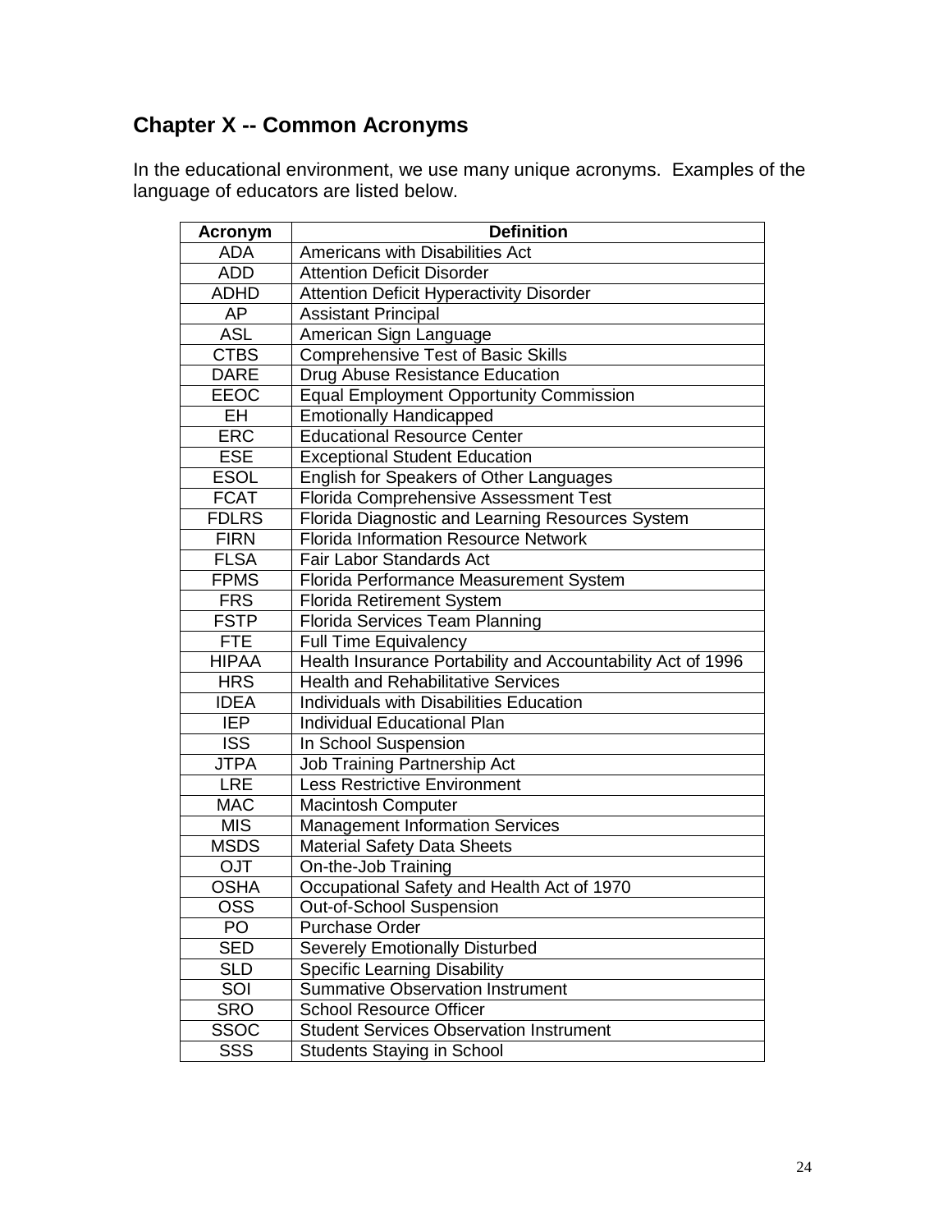## Chapter X -- Common Acronyms

In the educational environment, we use many unique acronyms. Examples of the language of educators are listed below.

| Acronym | Definition |
|---|---|
| ADA | Americans with Disabilities Act |
| ADD | Attention Deficit Disorder |
| ADHD | Attention Deficit Hyperactivity Disorder |
| AP | Assistant Principal |
| ASL | American Sign Language |
| CTBS | Comprehensive Test of Basic Skills |
| DARE | Drug Abuse Resistance Education |
| EEOC | Equal Employment Opportunity Commission |
| EH | Emotionally Handicapped |
| ERC | Educational Resource Center |
| ESE | Exceptional Student Education |
| ESOL | English for Speakers of Other Languages |
| FCAT | Florida Comprehensive Assessment Test |
| FDLRS | Florida Diagnostic and Learning Resources System |
| FIRN | Florida Information Resource Network |
| FLSA | Fair Labor Standards Act |
| FPMS | Florida Performance Measurement System |
| FRS | Florida Retirement System |
| FSTP | Florida Services Team Planning |
| FTE | Full Time Equivalency |
| HIPAA | Health Insurance Portability and Accountability Act of 1996 |
| HRS | Health and Rehabilitative Services |
| IDEA | Individuals with Disabilities Education |
| IEP | Individual Educational Plan |
| ISS | In School Suspension |
| JTPA | Job Training Partnership Act |
| LRE | Less Restrictive Environment |
| MAC | Macintosh Computer |
| MIS | Management Information Services |
| MSDS | Material Safety Data Sheets |
| OJT | On-the-Job Training |
| OSHA | Occupational Safety and Health Act of 1970 |
| OSS | Out-of-School Suspension |
| PO | Purchase Order |
| SED | Severely Emotionally Disturbed |
| SLD | Specific Learning Disability |
| SOI | Summative Observation Instrument |
| SRO | School Resource Officer |
| SSOC | Student Services Observation Instrument |
| SSS | Students Staying in School |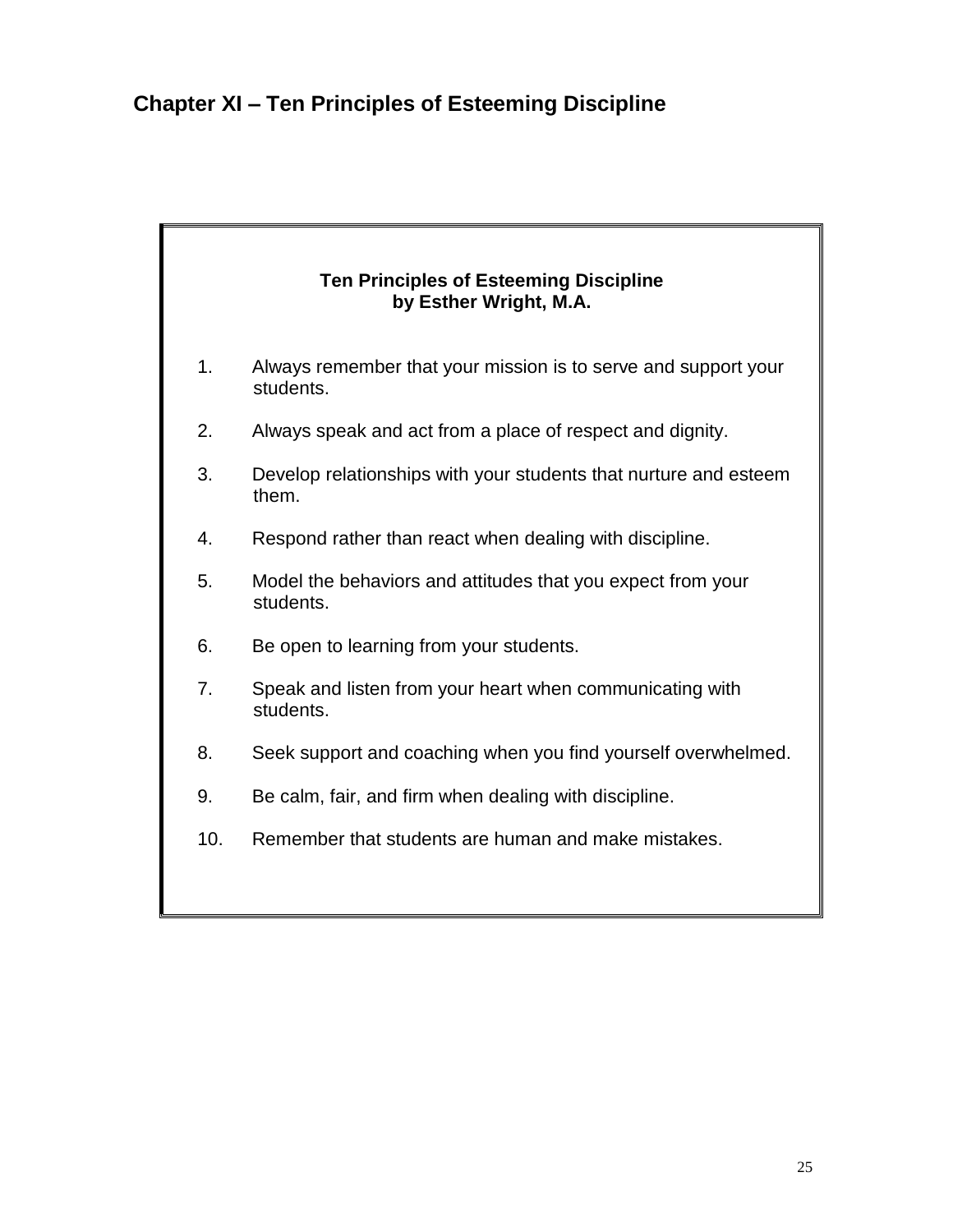## Chapter XI – Ten Principles of Esteeming Discipline

**Ten Principles of Esteeming Discipline**
**by Esther Wright, M.A.**

1. Always remember that your mission is to serve and support your students.

2. Always speak and act from a place of respect and dignity.

3. Develop relationships with your students that nurture and esteem them.

4. Respond rather than react when dealing with discipline.

5. Model the behaviors and attitudes that you expect from your students.

6. Be open to learning from your students.

7. Speak and listen from your heart when communicating with students.

8. Seek support and coaching when you find yourself overwhelmed.

9. Be calm, fair, and firm when dealing with discipline.

10. Remember that students are human and make mistakes.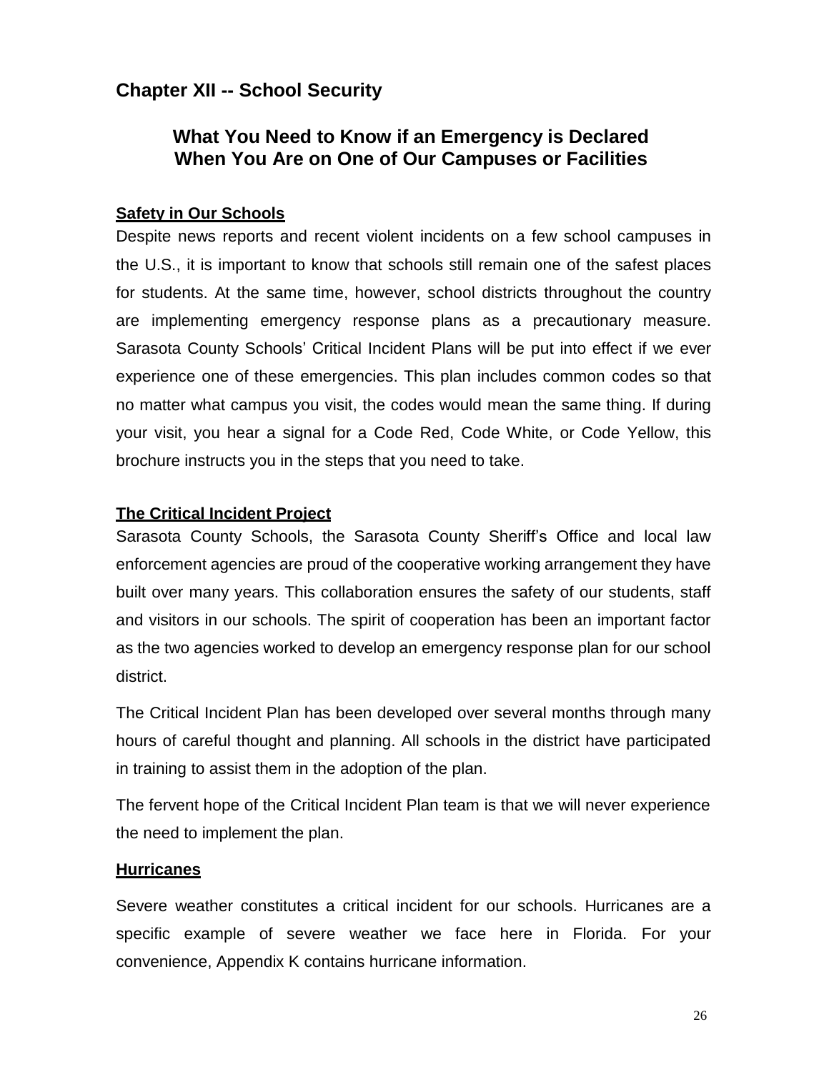## Chapter XII -- School Security

### What You Need to Know if an Emergency is Declared When You Are on One of Our Campuses or Facilities

**Safety in Our Schools**

Despite news reports and recent violent incidents on a few school campuses in the U.S., it is important to know that schools still remain one of the safest places for students. At the same time, however, school districts throughout the country are implementing emergency response plans as a precautionary measure. Sarasota County Schools' Critical Incident Plans will be put into effect if we ever experience one of these emergencies. This plan includes common codes so that no matter what campus you visit, the codes would mean the same thing. If during your visit, you hear a signal for a Code Red, Code White, or Code Yellow, this brochure instructs you in the steps that you need to take.

**The Critical Incident Project**

Sarasota County Schools, the Sarasota County Sheriff's Office and local law enforcement agencies are proud of the cooperative working arrangement they have built over many years. This collaboration ensures the safety of our students, staff and visitors in our schools. The spirit of cooperation has been an important factor as the two agencies worked to develop an emergency response plan for our school district.

The Critical Incident Plan has been developed over several months through many hours of careful thought and planning. All schools in the district have participated in training to assist them in the adoption of the plan.

The fervent hope of the Critical Incident Plan team is that we will never experience the need to implement the plan.

**Hurricanes**

Severe weather constitutes a critical incident for our schools. Hurricanes are a specific example of severe weather we face here in Florida. For your convenience, Appendix K contains hurricane information.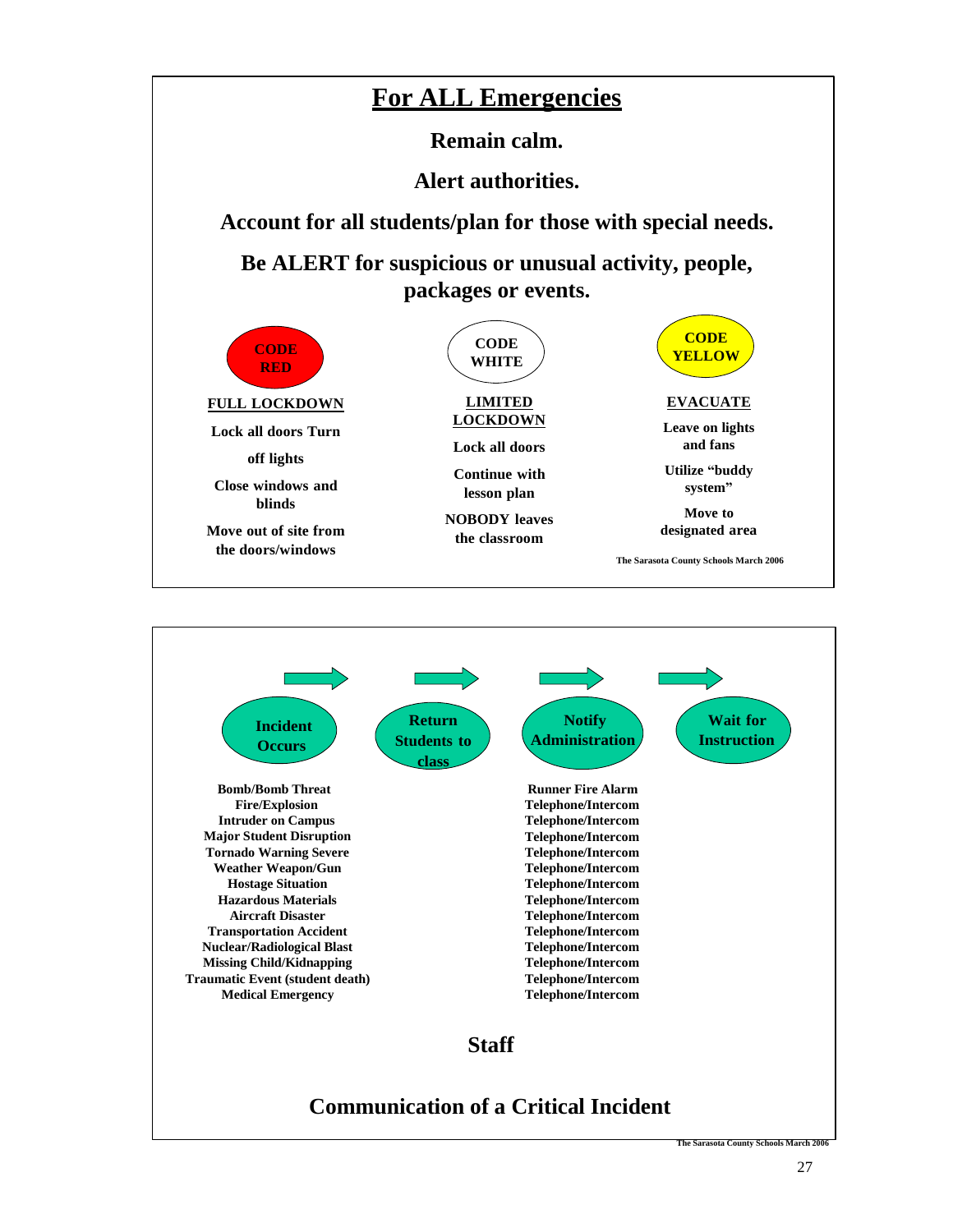# For ALL Emergencies

**Remain calm.**

**Alert authorities.**

**Account for all students/plan for those with special needs.**

**Be ALERT for suspicious or unusual activity, people, packages or events.**

| CODE RED | CODE WHITE | CODE YELLOW |
|---|---|---|
| **FULL LOCKDOWN** | **LIMITED LOCKDOWN** | **EVACUATE** |
| Lock all doors Turn off lights | Lock all doors | Leave on lights and fans |
| Close windows and blinds | Continue with lesson plan | Utilize "buddy system" |
| Move out of site from the doors/windows | NOBODY leaves the classroom | Move to designated area |

The Sarasota County Schools March 2006

---

**Incident Occurs** → **Return Students to class** → **Notify Administration** → **Wait for Instruction**

| Incident | Notify Administration |
|---|---|
| Bomb/Bomb Threat | Runner Fire Alarm |
| Fire/Explosion | Telephone/Intercom |
| Intruder on Campus | Telephone/Intercom |
| Major Student Disruption | Telephone/Intercom |
| Tornado Warning Severe | Telephone/Intercom |
| Weather Weapon/Gun | Telephone/Intercom |
| Hostage Situation | Telephone/Intercom |
| Hazardous Materials | Telephone/Intercom |
| Aircraft Disaster | Telephone/Intercom |
| Transportation Accident | Telephone/Intercom |
| Nuclear/Radiological Blast | Telephone/Intercom |
| Missing Child/Kidnapping | Telephone/Intercom |
| Traumatic Event (student death) | Telephone/Intercom |
| Medical Emergency | Telephone/Intercom |

## Staff

## Communication of a Critical Incident

The Sarasota County Schools March 2006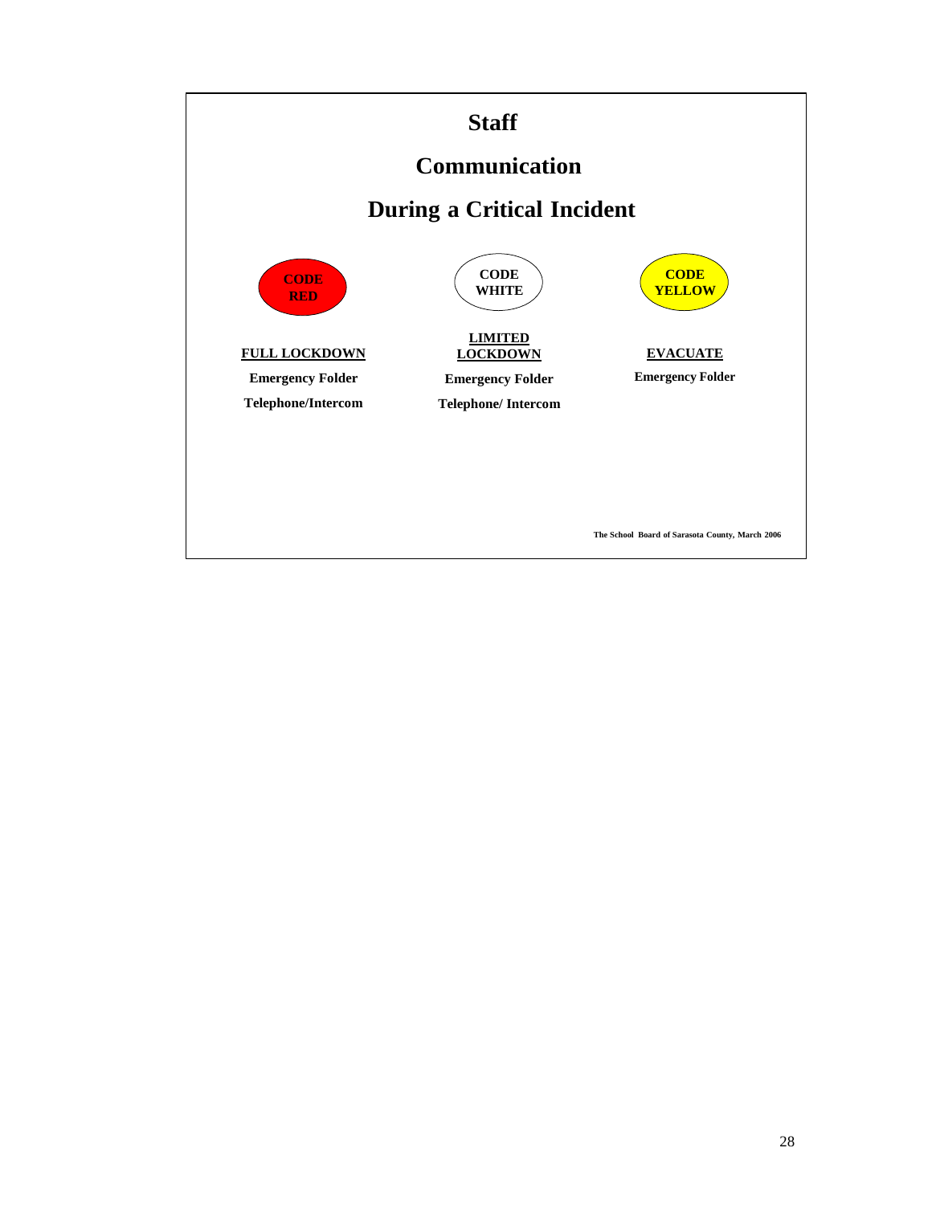# Staff

# Communication

# During a Critical Incident

| CODE RED | CODE WHITE | CODE YELLOW |
|---|---|---|
| **FULL LOCKDOWN** | **LIMITED LOCKDOWN** | **EVACUATE** |
| Emergency Folder | Emergency Folder | Emergency Folder |
| Telephone/Intercom | Telephone/ Intercom | |

The School Board of Sarasota County, March 2006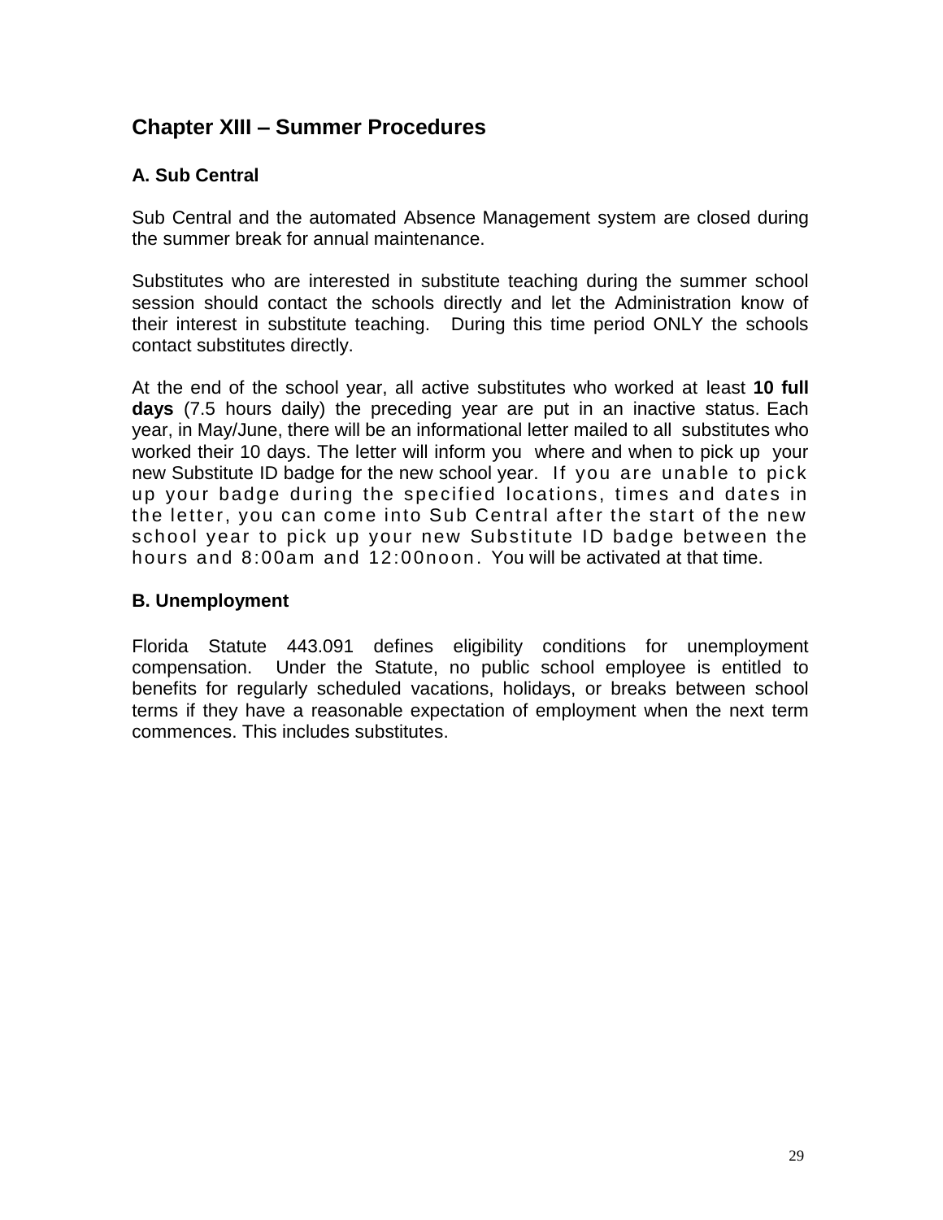# Chapter XIII – Summer Procedures

## A. Sub Central

Sub Central and the automated Absence Management system are closed during the summer break for annual maintenance.

Substitutes who are interested in substitute teaching during the summer school session should contact the schools directly and let the Administration know of their interest in substitute teaching. During this time period ONLY the schools contact substitutes directly.

At the end of the school year, all active substitutes who worked at least **10 full days** (7.5 hours daily) the preceding year are put in an inactive status. Each year, in May/June, there will be an informational letter mailed to all substitutes who worked their 10 days. The letter will inform you where and when to pick up your new Substitute ID badge for the new school year. If you are unable to pick up your badge during the specified locations, times and dates in the letter, you can come into Sub Central after the start of the new school year to pick up your new Substitute ID badge between the hours and 8:00am and 12:00noon. You will be activated at that time.

## B. Unemployment

Florida Statute 443.091 defines eligibility conditions for unemployment compensation. Under the Statute, no public school employee is entitled to benefits for regularly scheduled vacations, holidays, or breaks between school terms if they have a reasonable expectation of employment when the next term commences. This includes substitutes.